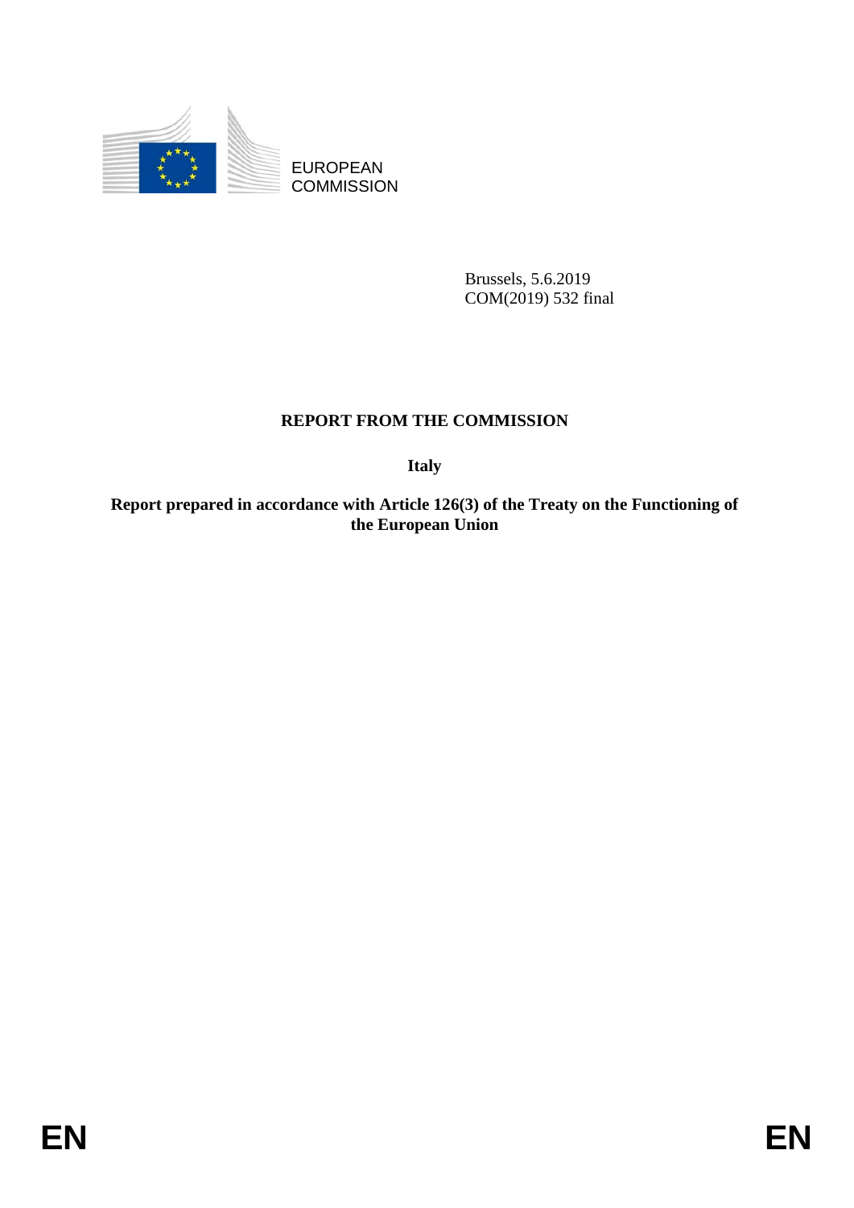EUROPEAN COMMISSION

Brussels, 5.6.2019
COM(2019) 532 final

# REPORT FROM THE COMMISSION

**Italy**

**Report prepared in accordance with Article 126(3) of the Treaty on the Functioning of the European Union**

EN EN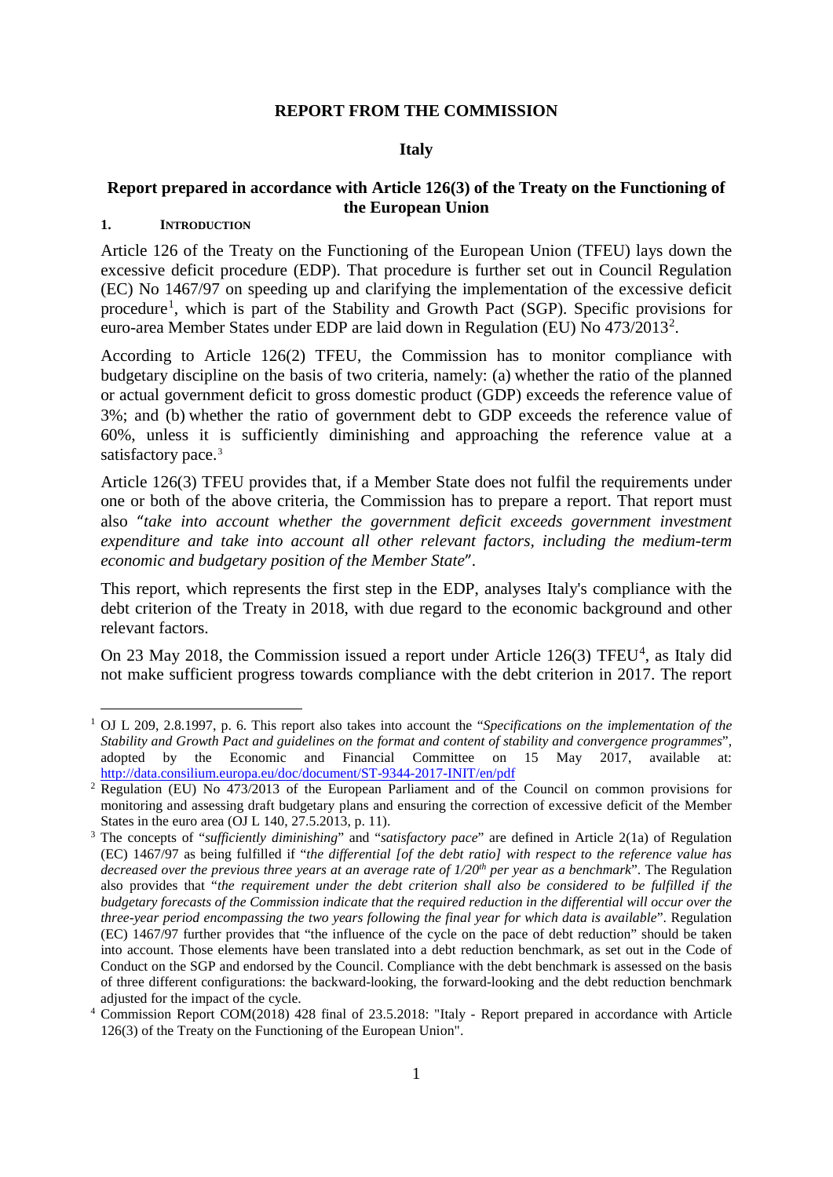**REPORT FROM THE COMMISSION**

**Italy**

**Report prepared in accordance with Article 126(3) of the Treaty on the Functioning of the European Union**

## 1. INTRODUCTION

Article 126 of the Treaty on the Functioning of the European Union (TFEU) lays down the excessive deficit procedure (EDP). That procedure is further set out in Council Regulation (EC) No 1467/97 on speeding up and clarifying the implementation of the excessive deficit procedure[1], which is part of the Stability and Growth Pact (SGP). Specific provisions for euro-area Member States under EDP are laid down in Regulation (EU) No 473/2013[2].

According to Article 126(2) TFEU, the Commission has to monitor compliance with budgetary discipline on the basis of two criteria, namely: (a) whether the ratio of the planned or actual government deficit to gross domestic product (GDP) exceeds the reference value of 3%; and (b) whether the ratio of government debt to GDP exceeds the reference value of 60%, unless it is sufficiently diminishing and approaching the reference value at a satisfactory pace.[3]

Article 126(3) TFEU provides that, if a Member State does not fulfil the requirements under one or both of the above criteria, the Commission has to prepare a report. That report must also "*take into account whether the government deficit exceeds government investment expenditure and take into account all other relevant factors, including the medium-term economic and budgetary position of the Member State*".

This report, which represents the first step in the EDP, analyses Italy's compliance with the debt criterion of the Treaty in 2018, with due regard to the economic background and other relevant factors.

On 23 May 2018, the Commission issued a report under Article 126(3) TFEU[4], as Italy did not make sufficient progress towards compliance with the debt criterion in 2017. The report

---

[1] OJ L 209, 2.8.1997, p. 6. This report also takes into account the "*Specifications on the implementation of the Stability and Growth Pact and guidelines on the format and content of stability and convergence programmes*", adopted by the Economic and Financial Committee on 15 May 2017, available at: http://data.consilium.europa.eu/doc/document/ST-9344-2017-INIT/en/pdf

[2] Regulation (EU) No 473/2013 of the European Parliament and of the Council on common provisions for monitoring and assessing draft budgetary plans and ensuring the correction of excessive deficit of the Member States in the euro area (OJ L 140, 27.5.2013, p. 11).

[3] The concepts of "*sufficiently diminishing*" and "*satisfactory pace*" are defined in Article 2(1a) of Regulation (EC) 1467/97 as being fulfilled if "*the differential [of the debt ratio] with respect to the reference value has decreased over the previous three years at an average rate of 1/20th per year as a benchmark*". The Regulation also provides that "*the requirement under the debt criterion shall also be considered to be fulfilled if the budgetary forecasts of the Commission indicate that the required reduction in the differential will occur over the three-year period encompassing the two years following the final year for which data is available*". Regulation (EC) 1467/97 further provides that "the influence of the cycle on the pace of debt reduction" should be taken into account. Those elements have been translated into a debt reduction benchmark, as set out in the Code of Conduct on the SGP and endorsed by the Council. Compliance with the debt benchmark is assessed on the basis of three different configurations: the backward-looking, the forward-looking and the debt reduction benchmark adjusted for the impact of the cycle.

[4] Commission Report COM(2018) 428 final of 23.5.2018: "Italy - Report prepared in accordance with Article 126(3) of the Treaty on the Functioning of the European Union".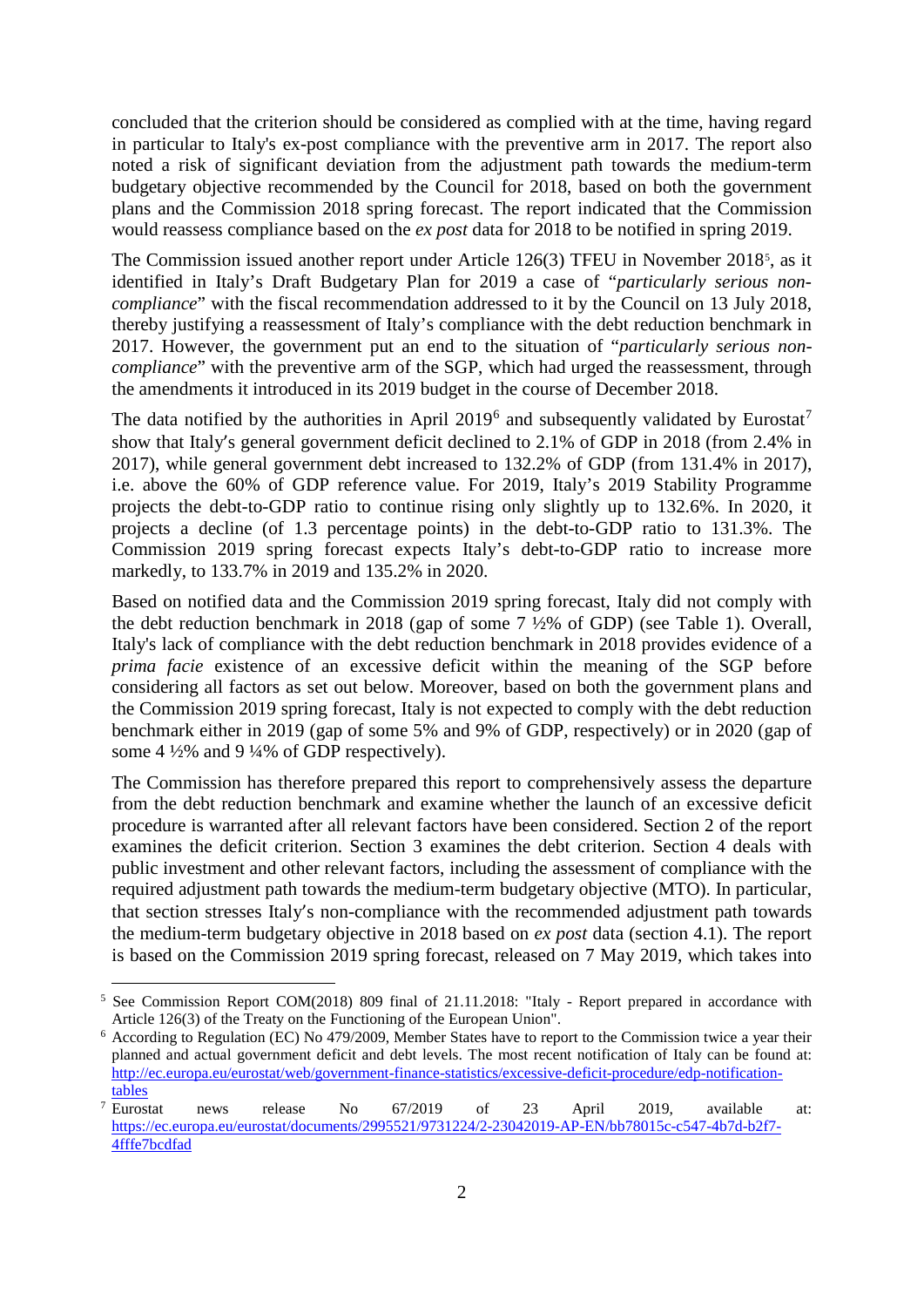concluded that the criterion should be considered as complied with at the time, having regard in particular to Italy's ex-post compliance with the preventive arm in 2017. The report also noted a risk of significant deviation from the adjustment path towards the medium-term budgetary objective recommended by the Council for 2018, based on both the government plans and the Commission 2018 spring forecast. The report indicated that the Commission would reassess compliance based on the *ex post* data for 2018 to be notified in spring 2019.

The Commission issued another report under Article 126(3) TFEU in November 2018[5], as it identified in Italy's Draft Budgetary Plan for 2019 a case of "*particularly serious non-compliance*" with the fiscal recommendation addressed to it by the Council on 13 July 2018, thereby justifying a reassessment of Italy's compliance with the debt reduction benchmark in 2017. However, the government put an end to the situation of "*particularly serious non-compliance*" with the preventive arm of the SGP, which had urged the reassessment, through the amendments it introduced in its 2019 budget in the course of December 2018.

The data notified by the authorities in April 2019[6] and subsequently validated by Eurostat[7] show that Italy's general government deficit declined to 2.1% of GDP in 2018 (from 2.4% in 2017), while general government debt increased to 132.2% of GDP (from 131.4% in 2017), i.e. above the 60% of GDP reference value. For 2019, Italy's 2019 Stability Programme projects the debt-to-GDP ratio to continue rising only slightly up to 132.6%. In 2020, it projects a decline (of 1.3 percentage points) in the debt-to-GDP ratio to 131.3%. The Commission 2019 spring forecast expects Italy's debt-to-GDP ratio to increase more markedly, to 133.7% in 2019 and 135.2% in 2020.

Based on notified data and the Commission 2019 spring forecast, Italy did not comply with the debt reduction benchmark in 2018 (gap of some 7 ½% of GDP) (see Table 1). Overall, Italy's lack of compliance with the debt reduction benchmark in 2018 provides evidence of a *prima facie* existence of an excessive deficit within the meaning of the SGP before considering all factors as set out below. Moreover, based on both the government plans and the Commission 2019 spring forecast, Italy is not expected to comply with the debt reduction benchmark either in 2019 (gap of some 5% and 9% of GDP, respectively) or in 2020 (gap of some 4 ½% and 9 ¼% of GDP respectively).

The Commission has therefore prepared this report to comprehensively assess the departure from the debt reduction benchmark and examine whether the launch of an excessive deficit procedure is warranted after all relevant factors have been considered. Section 2 of the report examines the deficit criterion. Section 3 examines the debt criterion. Section 4 deals with public investment and other relevant factors, including the assessment of compliance with the required adjustment path towards the medium-term budgetary objective (MTO). In particular, that section stresses Italy's non-compliance with the recommended adjustment path towards the medium-term budgetary objective in 2018 based on *ex post* data (section 4.1). The report is based on the Commission 2019 spring forecast, released on 7 May 2019, which takes into

[5] See Commission Report COM(2018) 809 final of 21.11.2018: "Italy - Report prepared in accordance with Article 126(3) of the Treaty on the Functioning of the European Union".

[6] According to Regulation (EC) No 479/2009, Member States have to report to the Commission twice a year their planned and actual government deficit and debt levels. The most recent notification of Italy can be found at: http://ec.europa.eu/eurostat/web/government-finance-statistics/excessive-deficit-procedure/edp-notification-tables

[7] Eurostat news release No 67/2019 of 23 April 2019, available at: https://ec.europa.eu/eurostat/documents/2995521/9731224/2-23042019-AP-EN/bb78015c-c547-4b7d-b2f7-4fffe7bcdfad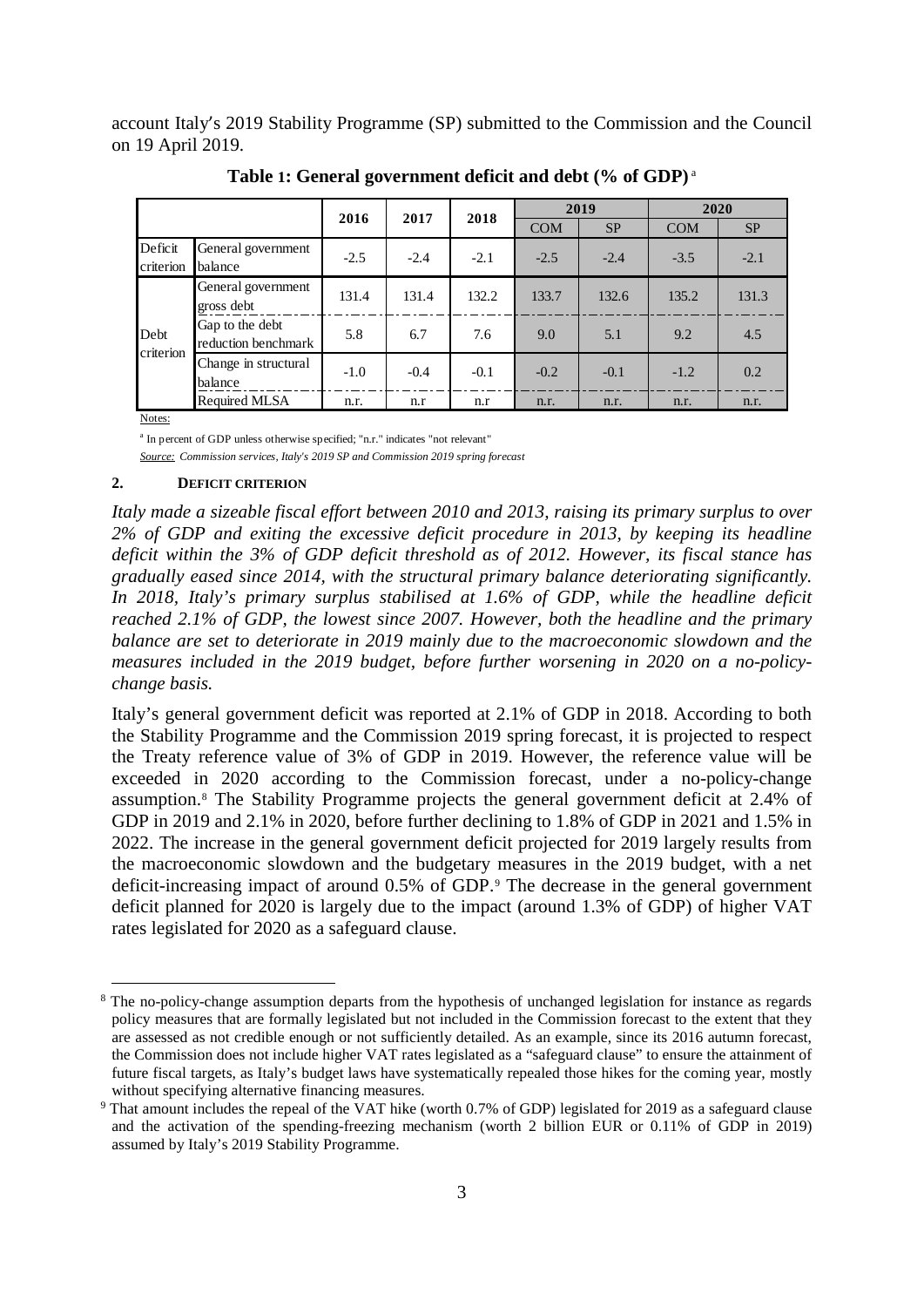account Italy's 2019 Stability Programme (SP) submitted to the Commission and the Council on 19 April 2019.

**Table 1: General government deficit and debt (% of GDP)** [a]

| | | 2016 | 2017 | 2018 | 2019 | | 2020 | |
|---|---|---|---|---|---|---|---|---|
| | | | | | COM | SP | COM | SP |
| Deficit criterion | General government balance | -2.5 | -2.4 | -2.1 | -2.5 | -2.4 | -3.5 | -2.1 |
| Debt criterion | General government gross debt | 131.4 | 131.4 | 132.2 | 133.7 | 132.6 | 135.2 | 131.3 |
| | Gap to the debt reduction benchmark | 5.8 | 6.7 | 7.6 | 9.0 | 5.1 | 9.2 | 4.5 |
| | Change in structural balance | -1.0 | -0.4 | -0.1 | -0.2 | -0.1 | -1.2 | 0.2 |
| | Required MLSA | n.r. | n.r | n.r | n.r. | n.r. | n.r. | n.r. |

Notes:

[a] In percent of GDP unless otherwise specified; "n.r." indicates "not relevant"

*Source: Commission services, Italy's 2019 SP and Commission 2019 spring forecast*

## 2. DEFICIT CRITERION

*Italy made a sizeable fiscal effort between 2010 and 2013, raising its primary surplus to over 2% of GDP and exiting the excessive deficit procedure in 2013, by keeping its headline deficit within the 3% of GDP deficit threshold as of 2012. However, its fiscal stance has gradually eased since 2014, with the structural primary balance deteriorating significantly. In 2018, Italy's primary surplus stabilised at 1.6% of GDP, while the headline deficit reached 2.1% of GDP, the lowest since 2007. However, both the headline and the primary balance are set to deteriorate in 2019 mainly due to the macroeconomic slowdown and the measures included in the 2019 budget, before further worsening in 2020 on a no-policy-change basis.*

Italy's general government deficit was reported at 2.1% of GDP in 2018. According to both the Stability Programme and the Commission 2019 spring forecast, it is projected to respect the Treaty reference value of 3% of GDP in 2019. However, the reference value will be exceeded in 2020 according to the Commission forecast, under a no-policy-change assumption.[8] The Stability Programme projects the general government deficit at 2.4% of GDP in 2019 and 2.1% in 2020, before further declining to 1.8% of GDP in 2021 and 1.5% in 2022. The increase in the general government deficit projected for 2019 largely results from the macroeconomic slowdown and the budgetary measures in the 2019 budget, with a net deficit-increasing impact of around 0.5% of GDP.[9] The decrease in the general government deficit planned for 2020 is largely due to the impact (around 1.3% of GDP) of higher VAT rates legislated for 2020 as a safeguard clause.

[8] The no-policy-change assumption departs from the hypothesis of unchanged legislation for instance as regards policy measures that are formally legislated but not included in the Commission forecast to the extent that they are assessed as not credible enough or not sufficiently detailed. As an example, since its 2016 autumn forecast, the Commission does not include higher VAT rates legislated as a "safeguard clause" to ensure the attainment of future fiscal targets, as Italy's budget laws have systematically repealed those hikes for the coming year, mostly without specifying alternative financing measures.

[9] That amount includes the repeal of the VAT hike (worth 0.7% of GDP) legislated for 2019 as a safeguard clause and the activation of the spending-freezing mechanism (worth 2 billion EUR or 0.11% of GDP in 2019) assumed by Italy's 2019 Stability Programme.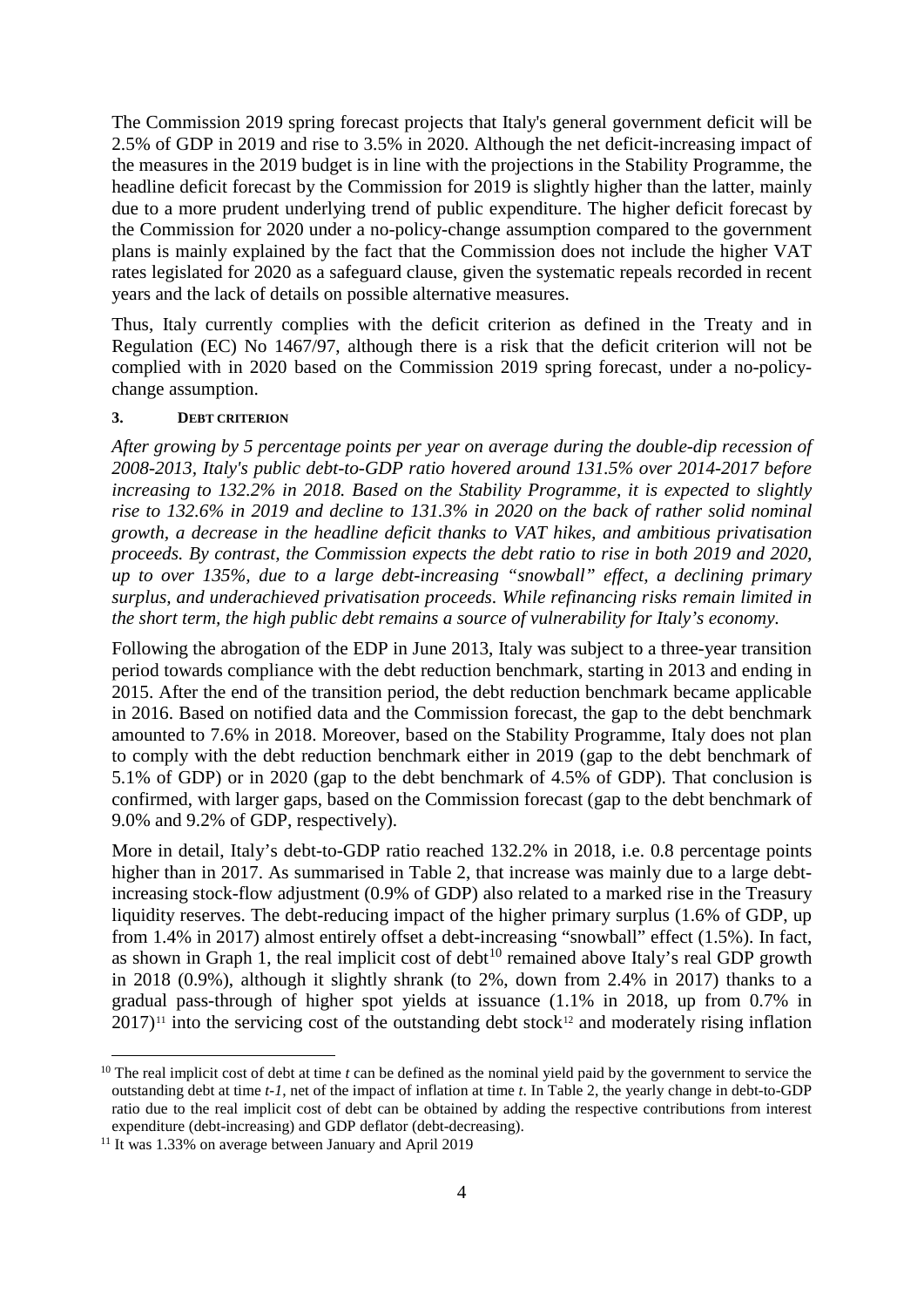The Commission 2019 spring forecast projects that Italy's general government deficit will be 2.5% of GDP in 2019 and rise to 3.5% in 2020. Although the net deficit-increasing impact of the measures in the 2019 budget is in line with the projections in the Stability Programme, the headline deficit forecast by the Commission for 2019 is slightly higher than the latter, mainly due to a more prudent underlying trend of public expenditure. The higher deficit forecast by the Commission for 2020 under a no-policy-change assumption compared to the government plans is mainly explained by the fact that the Commission does not include the higher VAT rates legislated for 2020 as a safeguard clause, given the systematic repeals recorded in recent years and the lack of details on possible alternative measures.

Thus, Italy currently complies with the deficit criterion as defined in the Treaty and in Regulation (EC) No 1467/97, although there is a risk that the deficit criterion will not be complied with in 2020 based on the Commission 2019 spring forecast, under a no-policy-change assumption.

### 3. Debt criterion

*After growing by 5 percentage points per year on average during the double-dip recession of 2008-2013, Italy's public debt-to-GDP ratio hovered around 131.5% over 2014-2017 before increasing to 132.2% in 2018. Based on the Stability Programme, it is expected to slightly rise to 132.6% in 2019 and decline to 131.3% in 2020 on the back of rather solid nominal growth, a decrease in the headline deficit thanks to VAT hikes, and ambitious privatisation proceeds. By contrast, the Commission expects the debt ratio to rise in both 2019 and 2020, up to over 135%, due to a large debt-increasing "snowball" effect, a declining primary surplus, and underachieved privatisation proceeds. While refinancing risks remain limited in the short term, the high public debt remains a source of vulnerability for Italy's economy.*

Following the abrogation of the EDP in June 2013, Italy was subject to a three-year transition period towards compliance with the debt reduction benchmark, starting in 2013 and ending in 2015. After the end of the transition period, the debt reduction benchmark became applicable in 2016. Based on notified data and the Commission forecast, the gap to the debt benchmark amounted to 7.6% in 2018. Moreover, based on the Stability Programme, Italy does not plan to comply with the debt reduction benchmark either in 2019 (gap to the debt benchmark of 5.1% of GDP) or in 2020 (gap to the debt benchmark of 4.5% of GDP). That conclusion is confirmed, with larger gaps, based on the Commission forecast (gap to the debt benchmark of 9.0% and 9.2% of GDP, respectively).

More in detail, Italy's debt-to-GDP ratio reached 132.2% in 2018, i.e. 0.8 percentage points higher than in 2017. As summarised in Table 2, that increase was mainly due to a large debt-increasing stock-flow adjustment (0.9% of GDP) also related to a marked rise in the Treasury liquidity reserves. The debt-reducing impact of the higher primary surplus (1.6% of GDP, up from 1.4% in 2017) almost entirely offset a debt-increasing "snowball" effect (1.5%). In fact, as shown in Graph 1, the real implicit cost of debt[10] remained above Italy's real GDP growth in 2018 (0.9%), although it slightly shrank (to 2%, down from 2.4% in 2017) thanks to a gradual pass-through of higher spot yields at issuance (1.1% in 2018, up from 0.7% in 2017)[11] into the servicing cost of the outstanding debt stock[12] and moderately rising inflation

[10] The real implicit cost of debt at time *t* can be defined as the nominal yield paid by the government to service the outstanding debt at time *t-1*, net of the impact of inflation at time *t*. In Table 2, the yearly change in debt-to-GDP ratio due to the real implicit cost of debt can be obtained by adding the respective contributions from interest expenditure (debt-increasing) and GDP deflator (debt-decreasing).

[11] It was 1.33% on average between January and April 2019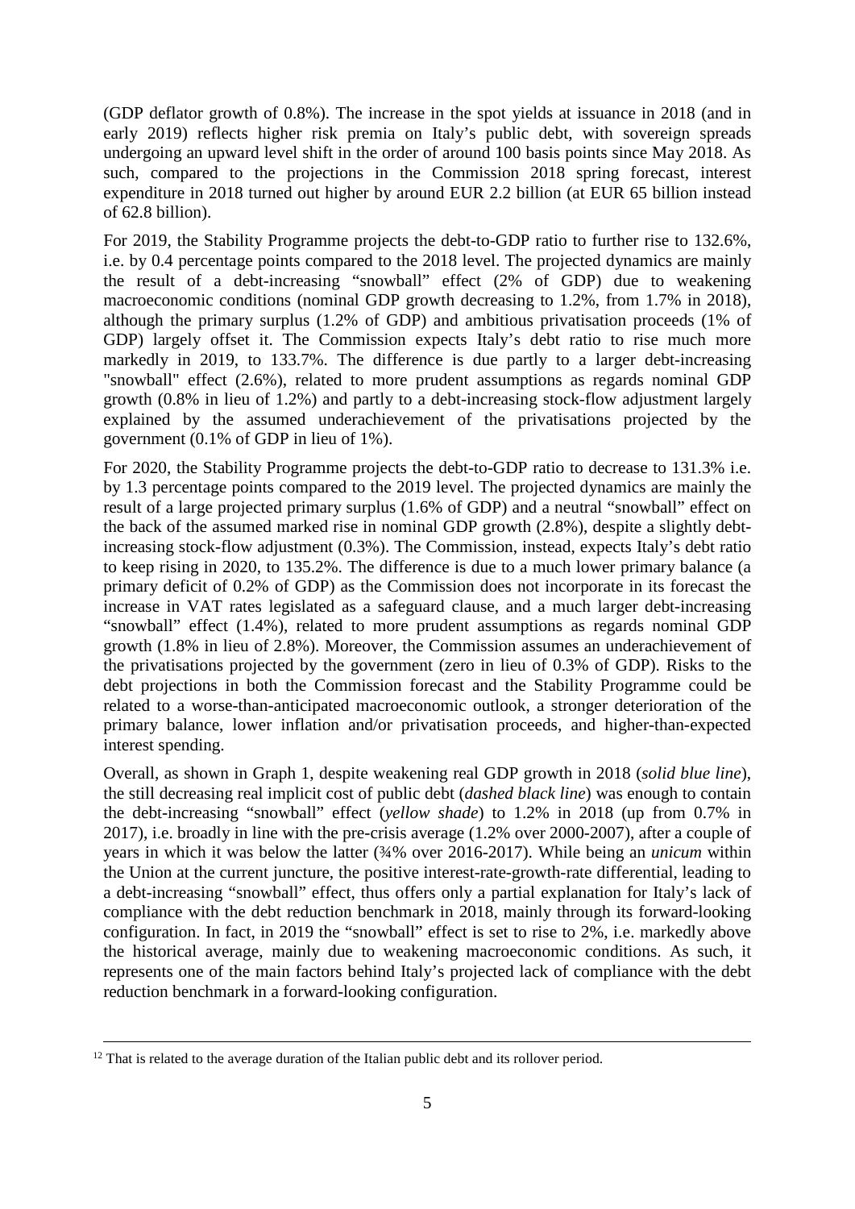(GDP deflator growth of 0.8%). The increase in the spot yields at issuance in 2018 (and in early 2019) reflects higher risk premia on Italy's public debt, with sovereign spreads undergoing an upward level shift in the order of around 100 basis points since May 2018. As such, compared to the projections in the Commission 2018 spring forecast, interest expenditure in 2018 turned out higher by around EUR 2.2 billion (at EUR 65 billion instead of 62.8 billion).

For 2019, the Stability Programme projects the debt-to-GDP ratio to further rise to 132.6%, i.e. by 0.4 percentage points compared to the 2018 level. The projected dynamics are mainly the result of a debt-increasing "snowball" effect (2% of GDP) due to weakening macroeconomic conditions (nominal GDP growth decreasing to 1.2%, from 1.7% in 2018), although the primary surplus (1.2% of GDP) and ambitious privatisation proceeds (1% of GDP) largely offset it. The Commission expects Italy's debt ratio to rise much more markedly in 2019, to 133.7%. The difference is due partly to a larger debt-increasing "snowball" effect (2.6%), related to more prudent assumptions as regards nominal GDP growth (0.8% in lieu of 1.2%) and partly to a debt-increasing stock-flow adjustment largely explained by the assumed underachievement of the privatisations projected by the government (0.1% of GDP in lieu of 1%).

For 2020, the Stability Programme projects the debt-to-GDP ratio to decrease to 131.3% i.e. by 1.3 percentage points compared to the 2019 level. The projected dynamics are mainly the result of a large projected primary surplus (1.6% of GDP) and a neutral "snowball" effect on the back of the assumed marked rise in nominal GDP growth (2.8%), despite a slightly debt-increasing stock-flow adjustment (0.3%). The Commission, instead, expects Italy's debt ratio to keep rising in 2020, to 135.2%. The difference is due to a much lower primary balance (a primary deficit of 0.2% of GDP) as the Commission does not incorporate in its forecast the increase in VAT rates legislated as a safeguard clause, and a much larger debt-increasing "snowball" effect (1.4%), related to more prudent assumptions as regards nominal GDP growth (1.8% in lieu of 2.8%). Moreover, the Commission assumes an underachievement of the privatisations projected by the government (zero in lieu of 0.3% of GDP). Risks to the debt projections in both the Commission forecast and the Stability Programme could be related to a worse-than-anticipated macroeconomic outlook, a stronger deterioration of the primary balance, lower inflation and/or privatisation proceeds, and higher-than-expected interest spending.

Overall, as shown in Graph 1, despite weakening real GDP growth in 2018 (*solid blue line*), the still decreasing real implicit cost of public debt (*dashed black line*) was enough to contain the debt-increasing "snowball" effect (*yellow shade*) to 1.2% in 2018 (up from 0.7% in 2017), i.e. broadly in line with the pre-crisis average (1.2% over 2000-2007), after a couple of years in which it was below the latter (¾% over 2016-2017). While being an *unicum* within the Union at the current juncture, the positive interest-rate-growth-rate differential, leading to a debt-increasing "snowball" effect, thus offers only a partial explanation for Italy's lack of compliance with the debt reduction benchmark in 2018, mainly through its forward-looking configuration. In fact, in 2019 the "snowball" effect is set to rise to 2%, i.e. markedly above the historical average, mainly due to weakening macroeconomic conditions. As such, it represents one of the main factors behind Italy's projected lack of compliance with the debt reduction benchmark in a forward-looking configuration.

[12] That is related to the average duration of the Italian public debt and its rollover period.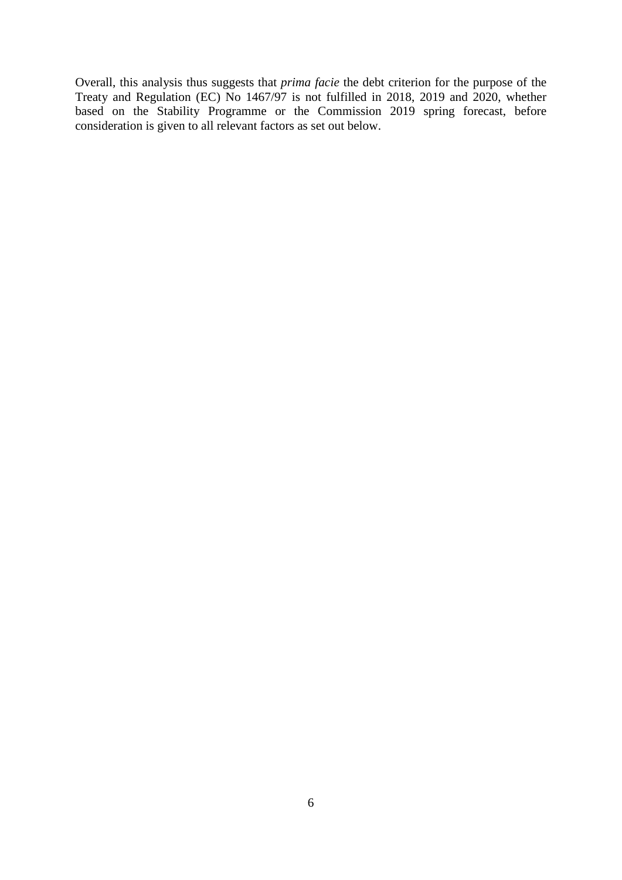Overall, this analysis thus suggests that *prima facie* the debt criterion for the purpose of the Treaty and Regulation (EC) No 1467/97 is not fulfilled in 2018, 2019 and 2020, whether based on the Stability Programme or the Commission 2019 spring forecast, before consideration is given to all relevant factors as set out below.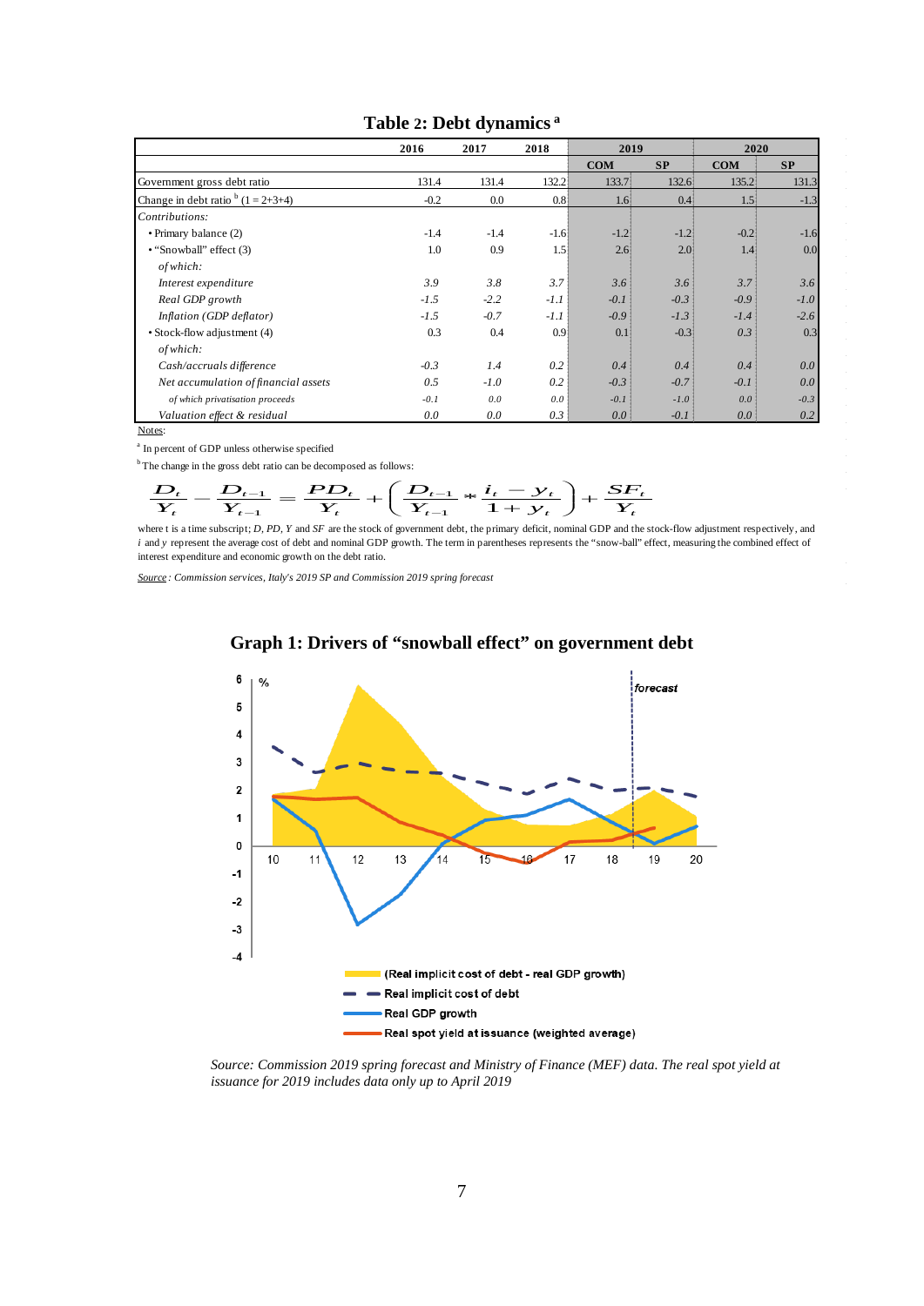# Table 2: Debt dynamics [a]

| | 2016 | 2017 | 2018 | 2019 | | 2020 | |
|---|---|---|---|---|---|---|---|
| | | | | COM | SP | COM | SP |
| Government gross debt ratio | 131.4 | 131.4 | 132.2 | 133.7 | 132.6 | 135.2 | 131.3 |
| Change in debt ratio [b] (1 = 2+3+4) | -0.2 | 0.0 | 0.8 | 1.6 | 0.4 | 1.5 | -1.3 |
| *Contributions:* | | | | | | | |
| • Primary balance (2) | -1.4 | -1.4 | -1.6 | -1.2 | -1.2 | -0.2 | -1.6 |
| • "Snowball" effect (3) | 1.0 | 0.9 | 1.5 | 2.6 | 2.0 | 1.4 | 0.0 |
| *of which:* | | | | | | | |
| *Interest expenditure* | *3.9* | *3.8* | *3.7* | *3.6* | *3.6* | *3.7* | *3.6* |
| *Real GDP growth* | *-1.5* | *-2.2* | *-1.1* | *-0.1* | *-0.3* | *-0.9* | *-1.0* |
| *Inflation (GDP deflator)* | *-1.5* | *-0.7* | *-1.1* | *-0.9* | *-1.3* | *-1.4* | *-2.6* |
| • Stock-flow adjustment (4) | 0.3 | 0.4 | 0.9 | 0.1 | -0.3 | 0.3 | 0.3 |
| *of which:* | | | | | | | |
| *Cash/accruals difference* | *-0.3* | *1.4* | *0.2* | *0.4* | *0.4* | *0.4* | *0.0* |
| *Net accumulation of financial assets* | *0.5* | *-1.0* | *0.2* | *-0.3* | *-0.7* | *-0.1* | *0.0* |
| *of which privatisation proceeds* | *-0.1* | *0.0* | *0.0* | *-0.1* | *-1.0* | *0.0* | *-0.3* |
| *Valuation effect & residual* | *0.0* | *0.0* | *0.3* | *0.0* | *-0.1* | *0.0* | *0.2* |

Notes:

[a] In percent of GDP unless otherwise specified

[b] The change in the gross debt ratio can be decomposed as follows:

$$\frac{D_t}{Y_t} - \frac{D_{t-1}}{Y_{t-1}} = \frac{PD_t}{Y_t} + \left(\frac{D_{t-1}}{Y_{t-1}} * \frac{i_t - y_t}{1 + y_t}\right) + \frac{SF_t}{Y_t}$$

where t is a time subscript; *D, PD, Y* and *SF* are the stock of government debt, the primary deficit, nominal GDP and the stock-flow adjustment respectively, and *i* and *y* represent the average cost of debt and nominal GDP growth. The term in parentheses represents the "snow-ball" effect, measuring the combined effect of interest expenditure and economic growth on the debt ratio.

*Source: Commission services, Italy's 2019 SP and Commission 2019 spring forecast*

## Graph 1: Drivers of "snowball effect" on government debt

*Source: Commission 2019 spring forecast and Ministry of Finance (MEF) data. The real spot yield at issuance for 2019 includes data only up to April 2019*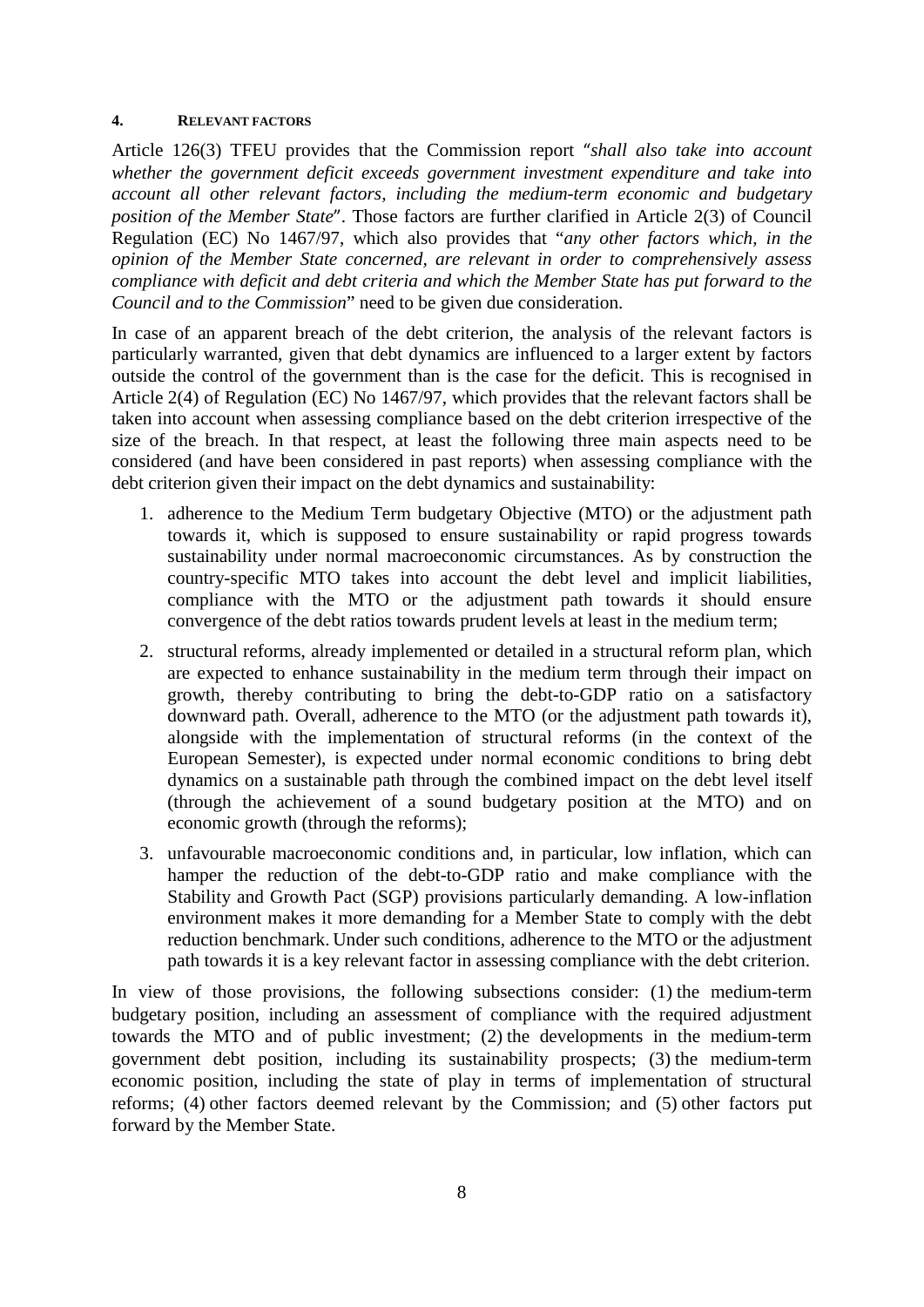## 4. RELEVANT FACTORS

Article 126(3) TFEU provides that the Commission report "*shall also take into account whether the government deficit exceeds government investment expenditure and take into account all other relevant factors, including the medium-term economic and budgetary position of the Member State*". Those factors are further clarified in Article 2(3) of Council Regulation (EC) No 1467/97, which also provides that "*any other factors which, in the opinion of the Member State concerned, are relevant in order to comprehensively assess compliance with deficit and debt criteria and which the Member State has put forward to the Council and to the Commission*" need to be given due consideration.

In case of an apparent breach of the debt criterion, the analysis of the relevant factors is particularly warranted, given that debt dynamics are influenced to a larger extent by factors outside the control of the government than is the case for the deficit. This is recognised in Article 2(4) of Regulation (EC) No 1467/97, which provides that the relevant factors shall be taken into account when assessing compliance based on the debt criterion irrespective of the size of the breach. In that respect, at least the following three main aspects need to be considered (and have been considered in past reports) when assessing compliance with the debt criterion given their impact on the debt dynamics and sustainability:

1. adherence to the Medium Term budgetary Objective (MTO) or the adjustment path towards it, which is supposed to ensure sustainability or rapid progress towards sustainability under normal macroeconomic circumstances. As by construction the country-specific MTO takes into account the debt level and implicit liabilities, compliance with the MTO or the adjustment path towards it should ensure convergence of the debt ratios towards prudent levels at least in the medium term;
2. structural reforms, already implemented or detailed in a structural reform plan, which are expected to enhance sustainability in the medium term through their impact on growth, thereby contributing to bring the debt-to-GDP ratio on a satisfactory downward path. Overall, adherence to the MTO (or the adjustment path towards it), alongside with the implementation of structural reforms (in the context of the European Semester), is expected under normal economic conditions to bring debt dynamics on a sustainable path through the combined impact on the debt level itself (through the achievement of a sound budgetary position at the MTO) and on economic growth (through the reforms);
3. unfavourable macroeconomic conditions and, in particular, low inflation, which can hamper the reduction of the debt-to-GDP ratio and make compliance with the Stability and Growth Pact (SGP) provisions particularly demanding. A low-inflation environment makes it more demanding for a Member State to comply with the debt reduction benchmark. Under such conditions, adherence to the MTO or the adjustment path towards it is a key relevant factor in assessing compliance with the debt criterion.

In view of those provisions, the following subsections consider: (1) the medium-term budgetary position, including an assessment of compliance with the required adjustment towards the MTO and of public investment; (2) the developments in the medium-term government debt position, including its sustainability prospects; (3) the medium-term economic position, including the state of play in terms of implementation of structural reforms; (4) other factors deemed relevant by the Commission; and (5) other factors put forward by the Member State.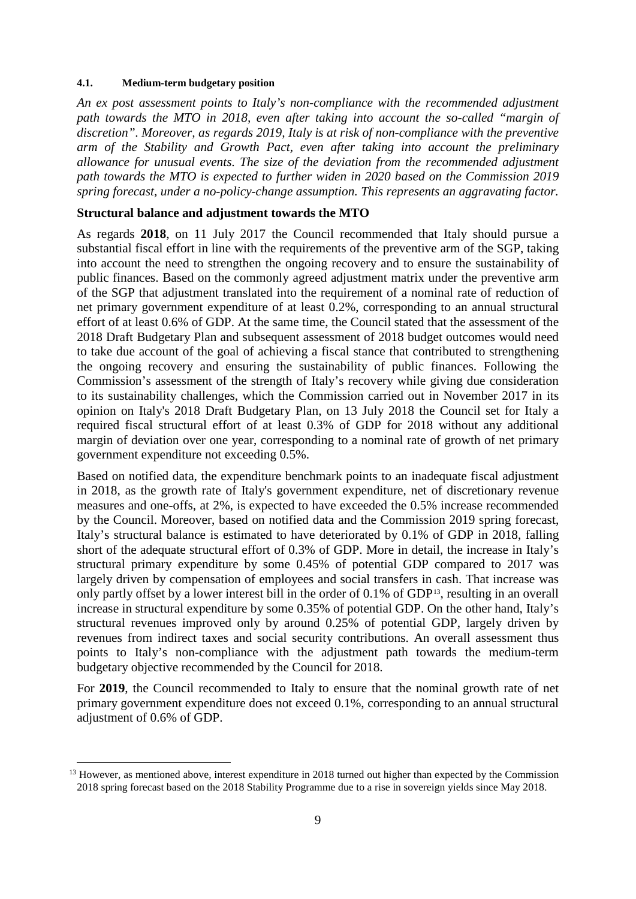#### 4.1. Medium-term budgetary position

*An ex post assessment points to Italy's non-compliance with the recommended adjustment path towards the MTO in 2018, even after taking into account the so-called "margin of discretion". Moreover, as regards 2019, Italy is at risk of non-compliance with the preventive arm of the Stability and Growth Pact, even after taking into account the preliminary allowance for unusual events. The size of the deviation from the recommended adjustment path towards the MTO is expected to further widen in 2020 based on the Commission 2019 spring forecast, under a no-policy-change assumption. This represents an aggravating factor.*

**Structural balance and adjustment towards the MTO**

As regards **2018**, on 11 July 2017 the Council recommended that Italy should pursue a substantial fiscal effort in line with the requirements of the preventive arm of the SGP, taking into account the need to strengthen the ongoing recovery and to ensure the sustainability of public finances. Based on the commonly agreed adjustment matrix under the preventive arm of the SGP that adjustment translated into the requirement of a nominal rate of reduction of net primary government expenditure of at least 0.2%, corresponding to an annual structural effort of at least 0.6% of GDP. At the same time, the Council stated that the assessment of the 2018 Draft Budgetary Plan and subsequent assessment of 2018 budget outcomes would need to take due account of the goal of achieving a fiscal stance that contributed to strengthening the ongoing recovery and ensuring the sustainability of public finances. Following the Commission's assessment of the strength of Italy's recovery while giving due consideration to its sustainability challenges, which the Commission carried out in November 2017 in its opinion on Italy's 2018 Draft Budgetary Plan, on 13 July 2018 the Council set for Italy a required fiscal structural effort of at least 0.3% of GDP for 2018 without any additional margin of deviation over one year, corresponding to a nominal rate of growth of net primary government expenditure not exceeding 0.5%.

Based on notified data, the expenditure benchmark points to an inadequate fiscal adjustment in 2018, as the growth rate of Italy's government expenditure, net of discretionary revenue measures and one-offs, at 2%, is expected to have exceeded the 0.5% increase recommended by the Council. Moreover, based on notified data and the Commission 2019 spring forecast, Italy's structural balance is estimated to have deteriorated by 0.1% of GDP in 2018, falling short of the adequate structural effort of 0.3% of GDP. More in detail, the increase in Italy's structural primary expenditure by some 0.45% of potential GDP compared to 2017 was largely driven by compensation of employees and social transfers in cash. That increase was only partly offset by a lower interest bill in the order of 0.1% of GDP[13], resulting in an overall increase in structural expenditure by some 0.35% of potential GDP. On the other hand, Italy's structural revenues improved only by around 0.25% of potential GDP, largely driven by revenues from indirect taxes and social security contributions. An overall assessment thus points to Italy's non-compliance with the adjustment path towards the medium-term budgetary objective recommended by the Council for 2018.

For **2019**, the Council recommended to Italy to ensure that the nominal growth rate of net primary government expenditure does not exceed 0.1%, corresponding to an annual structural adjustment of 0.6% of GDP.

[13] However, as mentioned above, interest expenditure in 2018 turned out higher than expected by the Commission 2018 spring forecast based on the 2018 Stability Programme due to a rise in sovereign yields since May 2018.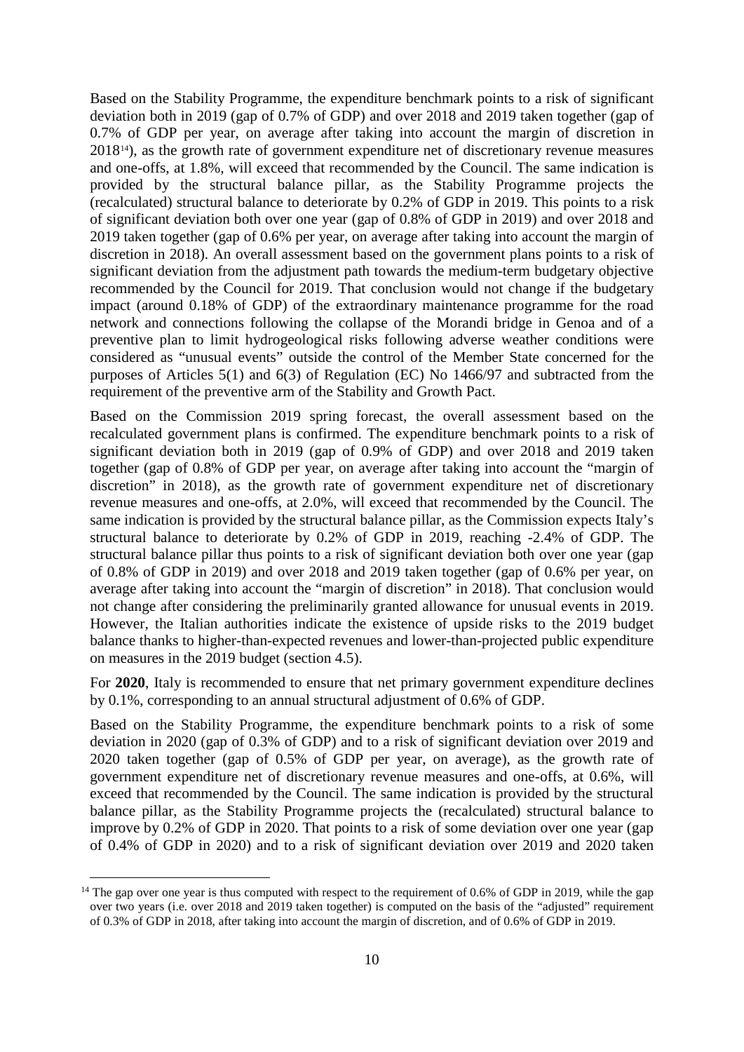Based on the Stability Programme, the expenditure benchmark points to a risk of significant deviation both in 2019 (gap of 0.7% of GDP) and over 2018 and 2019 taken together (gap of 0.7% of GDP per year, on average after taking into account the margin of discretion in 2018[14]), as the growth rate of government expenditure net of discretionary revenue measures and one-offs, at 1.8%, will exceed that recommended by the Council. The same indication is provided by the structural balance pillar, as the Stability Programme projects the (recalculated) structural balance to deteriorate by 0.2% of GDP in 2019. This points to a risk of significant deviation both over one year (gap of 0.8% of GDP in 2019) and over 2018 and 2019 taken together (gap of 0.6% per year, on average after taking into account the margin of discretion in 2018). An overall assessment based on the government plans points to a risk of significant deviation from the adjustment path towards the medium-term budgetary objective recommended by the Council for 2019. That conclusion would not change if the budgetary impact (around 0.18% of GDP) of the extraordinary maintenance programme for the road network and connections following the collapse of the Morandi bridge in Genoa and of a preventive plan to limit hydrogeological risks following adverse weather conditions were considered as "unusual events" outside the control of the Member State concerned for the purposes of Articles 5(1) and 6(3) of Regulation (EC) No 1466/97 and subtracted from the requirement of the preventive arm of the Stability and Growth Pact.

Based on the Commission 2019 spring forecast, the overall assessment based on the recalculated government plans is confirmed. The expenditure benchmark points to a risk of significant deviation both in 2019 (gap of 0.9% of GDP) and over 2018 and 2019 taken together (gap of 0.8% of GDP per year, on average after taking into account the "margin of discretion" in 2018), as the growth rate of government expenditure net of discretionary revenue measures and one-offs, at 2.0%, will exceed that recommended by the Council. The same indication is provided by the structural balance pillar, as the Commission expects Italy's structural balance to deteriorate by 0.2% of GDP in 2019, reaching -2.4% of GDP. The structural balance pillar thus points to a risk of significant deviation both over one year (gap of 0.8% of GDP in 2019) and over 2018 and 2019 taken together (gap of 0.6% per year, on average after taking into account the "margin of discretion" in 2018). That conclusion would not change after considering the preliminarily granted allowance for unusual events in 2019. However, the Italian authorities indicate the existence of upside risks to the 2019 budget balance thanks to higher-than-expected revenues and lower-than-projected public expenditure on measures in the 2019 budget (section 4.5).

For **2020**, Italy is recommended to ensure that net primary government expenditure declines by 0.1%, corresponding to an annual structural adjustment of 0.6% of GDP.

Based on the Stability Programme, the expenditure benchmark points to a risk of some deviation in 2020 (gap of 0.3% of GDP) and to a risk of significant deviation over 2019 and 2020 taken together (gap of 0.5% of GDP per year, on average), as the growth rate of government expenditure net of discretionary revenue measures and one-offs, at 0.6%, will exceed that recommended by the Council. The same indication is provided by the structural balance pillar, as the Stability Programme projects the (recalculated) structural balance to improve by 0.2% of GDP in 2020. That points to a risk of some deviation over one year (gap of 0.4% of GDP in 2020) and to a risk of significant deviation over 2019 and 2020 taken

[14] The gap over one year is thus computed with respect to the requirement of 0.6% of GDP in 2019, while the gap over two years (i.e. over 2018 and 2019 taken together) is computed on the basis of the "adjusted" requirement of 0.3% of GDP in 2018, after taking into account the margin of discretion, and of 0.6% of GDP in 2019.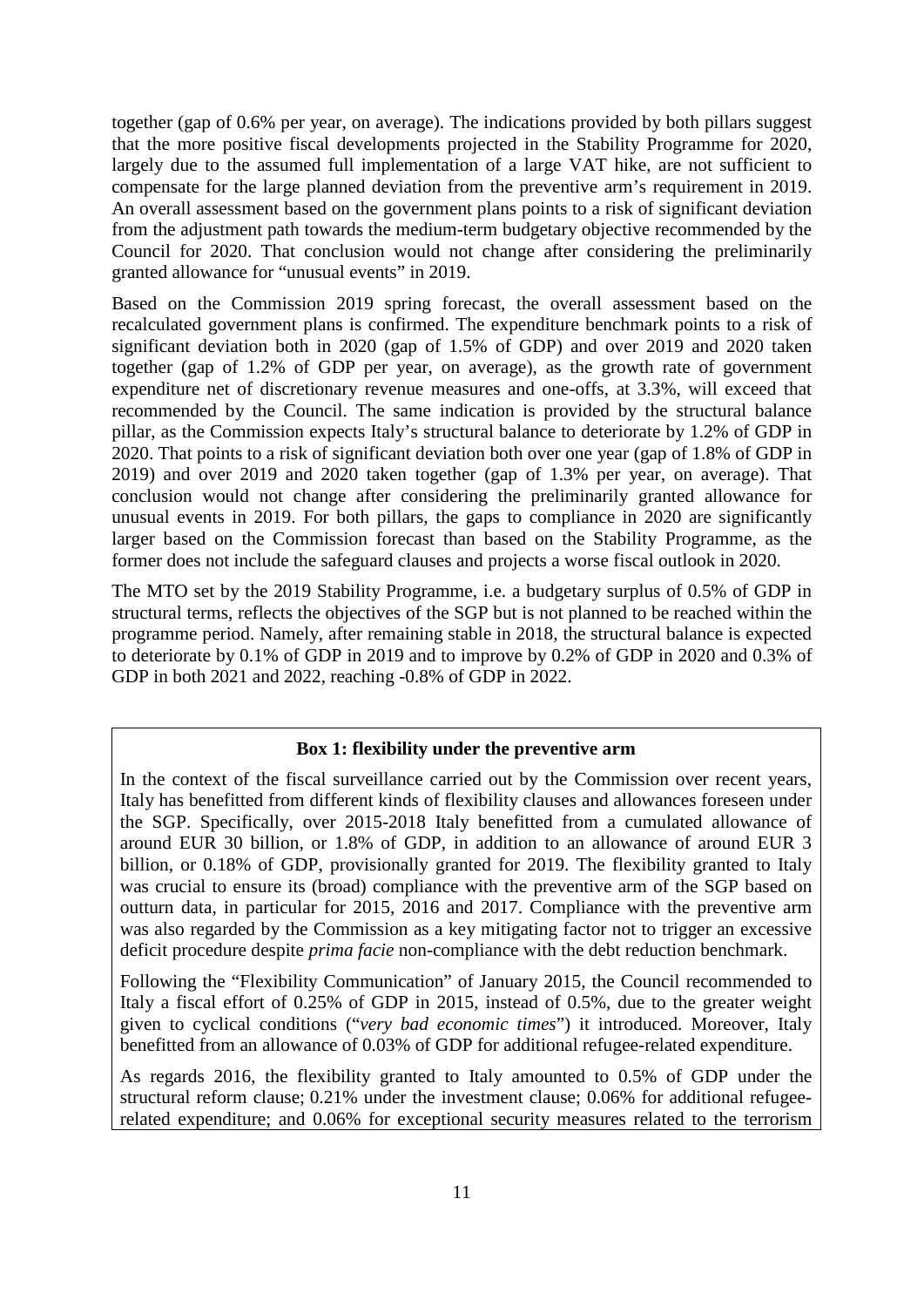together (gap of 0.6% per year, on average). The indications provided by both pillars suggest that the more positive fiscal developments projected in the Stability Programme for 2020, largely due to the assumed full implementation of a large VAT hike, are not sufficient to compensate for the large planned deviation from the preventive arm's requirement in 2019. An overall assessment based on the government plans points to a risk of significant deviation from the adjustment path towards the medium-term budgetary objective recommended by the Council for 2020. That conclusion would not change after considering the preliminarily granted allowance for "unusual events" in 2019.

Based on the Commission 2019 spring forecast, the overall assessment based on the recalculated government plans is confirmed. The expenditure benchmark points to a risk of significant deviation both in 2020 (gap of 1.5% of GDP) and over 2019 and 2020 taken together (gap of 1.2% of GDP per year, on average), as the growth rate of government expenditure net of discretionary revenue measures and one-offs, at 3.3%, will exceed that recommended by the Council. The same indication is provided by the structural balance pillar, as the Commission expects Italy's structural balance to deteriorate by 1.2% of GDP in 2020. That points to a risk of significant deviation both over one year (gap of 1.8% of GDP in 2019) and over 2019 and 2020 taken together (gap of 1.3% per year, on average). That conclusion would not change after considering the preliminarily granted allowance for unusual events in 2019. For both pillars, the gaps to compliance in 2020 are significantly larger based on the Commission forecast than based on the Stability Programme, as the former does not include the safeguard clauses and projects a worse fiscal outlook in 2020.

The MTO set by the 2019 Stability Programme, i.e. a budgetary surplus of 0.5% of GDP in structural terms, reflects the objectives of the SGP but is not planned to be reached within the programme period. Namely, after remaining stable in 2018, the structural balance is expected to deteriorate by 0.1% of GDP in 2019 and to improve by 0.2% of GDP in 2020 and 0.3% of GDP in both 2021 and 2022, reaching -0.8% of GDP in 2022.

**Box 1: flexibility under the preventive arm**

In the context of the fiscal surveillance carried out by the Commission over recent years, Italy has benefitted from different kinds of flexibility clauses and allowances foreseen under the SGP. Specifically, over 2015-2018 Italy benefitted from a cumulated allowance of around EUR 30 billion, or 1.8% of GDP, in addition to an allowance of around EUR 3 billion, or 0.18% of GDP, provisionally granted for 2019. The flexibility granted to Italy was crucial to ensure its (broad) compliance with the preventive arm of the SGP based on outturn data, in particular for 2015, 2016 and 2017. Compliance with the preventive arm was also regarded by the Commission as a key mitigating factor not to trigger an excessive deficit procedure despite *prima facie* non-compliance with the debt reduction benchmark.

Following the "Flexibility Communication" of January 2015, the Council recommended to Italy a fiscal effort of 0.25% of GDP in 2015, instead of 0.5%, due to the greater weight given to cyclical conditions ("*very bad economic times*") it introduced. Moreover, Italy benefitted from an allowance of 0.03% of GDP for additional refugee-related expenditure.

As regards 2016, the flexibility granted to Italy amounted to 0.5% of GDP under the structural reform clause; 0.21% under the investment clause; 0.06% for additional refugee-related expenditure; and 0.06% for exceptional security measures related to the terrorism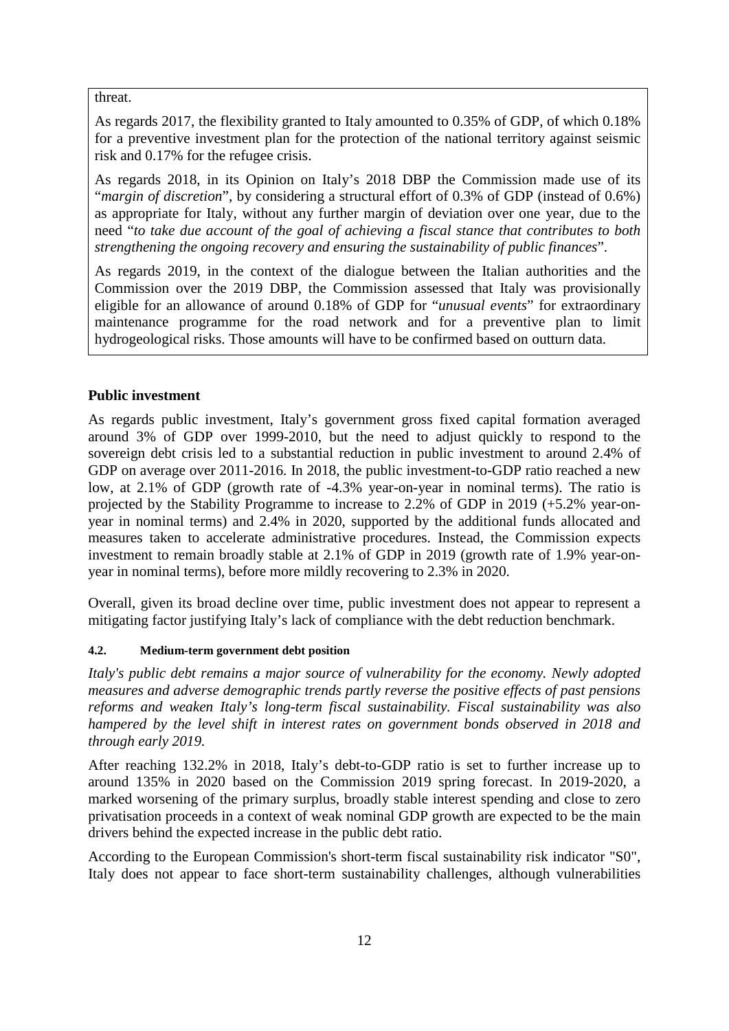threat.

As regards 2017, the flexibility granted to Italy amounted to 0.35% of GDP, of which 0.18% for a preventive investment plan for the protection of the national territory against seismic risk and 0.17% for the refugee crisis.

As regards 2018, in its Opinion on Italy's 2018 DBP the Commission made use of its "*margin of discretion*", by considering a structural effort of 0.3% of GDP (instead of 0.6%) as appropriate for Italy, without any further margin of deviation over one year, due to the need "*to take due account of the goal of achieving a fiscal stance that contributes to both strengthening the ongoing recovery and ensuring the sustainability of public finances*".

As regards 2019, in the context of the dialogue between the Italian authorities and the Commission over the 2019 DBP, the Commission assessed that Italy was provisionally eligible for an allowance of around 0.18% of GDP for "*unusual events*" for extraordinary maintenance programme for the road network and for a preventive plan to limit hydrogeological risks. Those amounts will have to be confirmed based on outturn data.

**Public investment**

As regards public investment, Italy's government gross fixed capital formation averaged around 3% of GDP over 1999-2010, but the need to adjust quickly to respond to the sovereign debt crisis led to a substantial reduction in public investment to around 2.4% of GDP on average over 2011-2016. In 2018, the public investment-to-GDP ratio reached a new low, at 2.1% of GDP (growth rate of -4.3% year-on-year in nominal terms). The ratio is projected by the Stability Programme to increase to 2.2% of GDP in 2019 (+5.2% year-on-year in nominal terms) and 2.4% in 2020, supported by the additional funds allocated and measures taken to accelerate administrative procedures. Instead, the Commission expects investment to remain broadly stable at 2.1% of GDP in 2019 (growth rate of 1.9% year-on-year in nominal terms), before more mildly recovering to 2.3% in 2020.

Overall, given its broad decline over time, public investment does not appear to represent a mitigating factor justifying Italy's lack of compliance with the debt reduction benchmark.

#### 4.2. Medium-term government debt position

*Italy's public debt remains a major source of vulnerability for the economy. Newly adopted measures and adverse demographic trends partly reverse the positive effects of past pensions reforms and weaken Italy's long-term fiscal sustainability. Fiscal sustainability was also hampered by the level shift in interest rates on government bonds observed in 2018 and through early 2019.*

After reaching 132.2% in 2018, Italy's debt-to-GDP ratio is set to further increase up to around 135% in 2020 based on the Commission 2019 spring forecast. In 2019-2020, a marked worsening of the primary surplus, broadly stable interest spending and close to zero privatisation proceeds in a context of weak nominal GDP growth are expected to be the main drivers behind the expected increase in the public debt ratio.

According to the European Commission's short-term fiscal sustainability risk indicator "S0", Italy does not appear to face short-term sustainability challenges, although vulnerabilities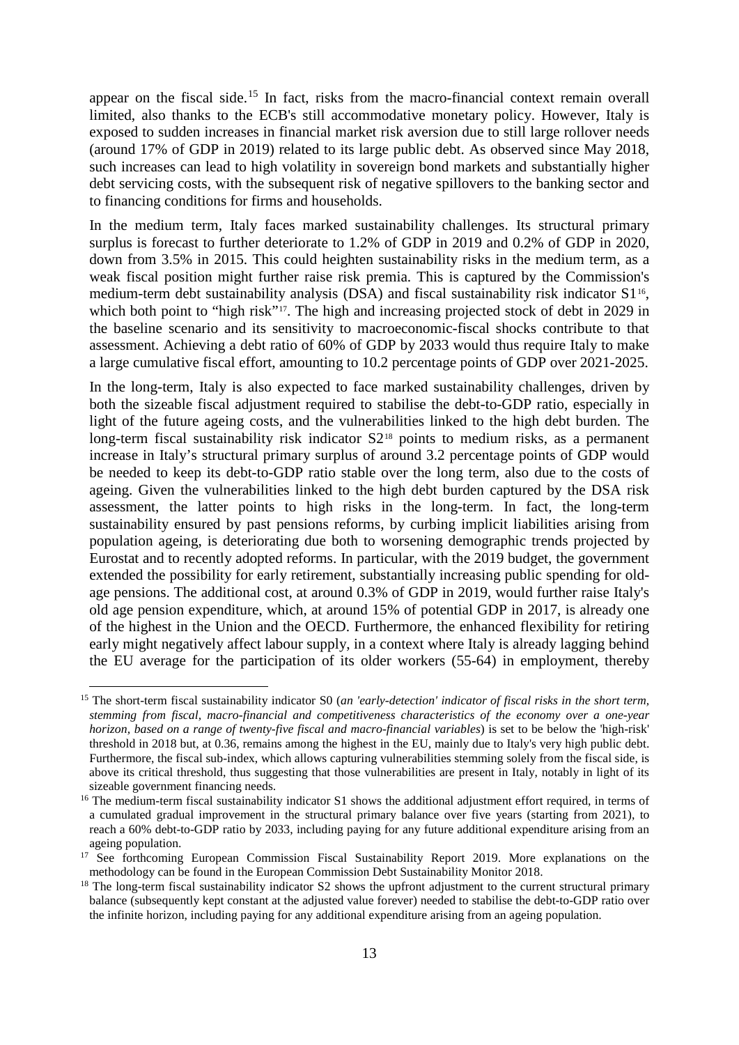appear on the fiscal side.[15] In fact, risks from the macro-financial context remain overall limited, also thanks to the ECB's still accommodative monetary policy. However, Italy is exposed to sudden increases in financial market risk aversion due to still large rollover needs (around 17% of GDP in 2019) related to its large public debt. As observed since May 2018, such increases can lead to high volatility in sovereign bond markets and substantially higher debt servicing costs, with the subsequent risk of negative spillovers to the banking sector and to financing conditions for firms and households.

In the medium term, Italy faces marked sustainability challenges. Its structural primary surplus is forecast to further deteriorate to 1.2% of GDP in 2019 and 0.2% of GDP in 2020, down from 3.5% in 2015. This could heighten sustainability risks in the medium term, as a weak fiscal position might further raise risk premia. This is captured by the Commission's medium-term debt sustainability analysis (DSA) and fiscal sustainability risk indicator S1[16], which both point to "high risk"[17]. The high and increasing projected stock of debt in 2029 in the baseline scenario and its sensitivity to macroeconomic-fiscal shocks contribute to that assessment. Achieving a debt ratio of 60% of GDP by 2033 would thus require Italy to make a large cumulative fiscal effort, amounting to 10.2 percentage points of GDP over 2021-2025.

In the long-term, Italy is also expected to face marked sustainability challenges, driven by both the sizeable fiscal adjustment required to stabilise the debt-to-GDP ratio, especially in light of the future ageing costs, and the vulnerabilities linked to the high debt burden. The long-term fiscal sustainability risk indicator S2[18] points to medium risks, as a permanent increase in Italy's structural primary surplus of around 3.2 percentage points of GDP would be needed to keep its debt-to-GDP ratio stable over the long term, also due to the costs of ageing. Given the vulnerabilities linked to the high debt burden captured by the DSA risk assessment, the latter points to high risks in the long-term. In fact, the long-term sustainability ensured by past pensions reforms, by curbing implicit liabilities arising from population ageing, is deteriorating due both to worsening demographic trends projected by Eurostat and to recently adopted reforms. In particular, with the 2019 budget, the government extended the possibility for early retirement, substantially increasing public spending for old-age pensions. The additional cost, at around 0.3% of GDP in 2019, would further raise Italy's old age pension expenditure, which, at around 15% of potential GDP in 2017, is already one of the highest in the Union and the OECD. Furthermore, the enhanced flexibility for retiring early might negatively affect labour supply, in a context where Italy is already lagging behind the EU average for the participation of its older workers (55-64) in employment, thereby

---

[15] The short-term fiscal sustainability indicator S0 (*an 'early-detection' indicator of fiscal risks in the short term, stemming from fiscal, macro-financial and competitiveness characteristics of the economy over a one-year horizon, based on a range of twenty-five fiscal and macro-financial variables*) is set to be below the 'high-risk' threshold in 2018 but, at 0.36, remains among the highest in the EU, mainly due to Italy's very high public debt. Furthermore, the fiscal sub-index, which allows capturing vulnerabilities stemming solely from the fiscal side, is above its critical threshold, thus suggesting that those vulnerabilities are present in Italy, notably in light of its sizeable government financing needs.

[16] The medium-term fiscal sustainability indicator S1 shows the additional adjustment effort required, in terms of a cumulated gradual improvement in the structural primary balance over five years (starting from 2021), to reach a 60% debt-to-GDP ratio by 2033, including paying for any future additional expenditure arising from an ageing population.

[17] See forthcoming European Commission Fiscal Sustainability Report 2019. More explanations on the methodology can be found in the European Commission Debt Sustainability Monitor 2018.

[18] The long-term fiscal sustainability indicator S2 shows the upfront adjustment to the current structural primary balance (subsequently kept constant at the adjusted value forever) needed to stabilise the debt-to-GDP ratio over the infinite horizon, including paying for any additional expenditure arising from an ageing population.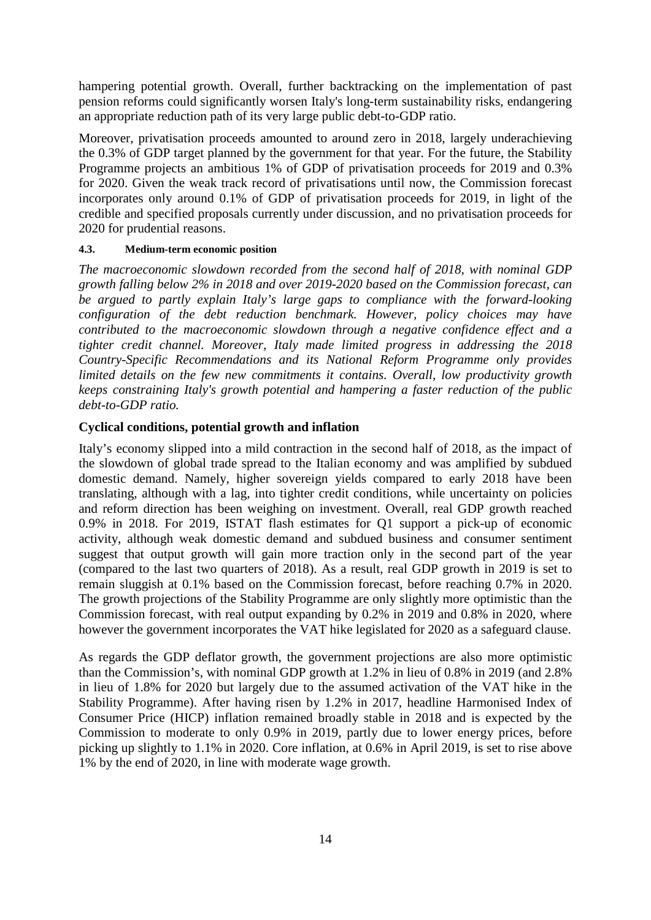hampering potential growth. Overall, further backtracking on the implementation of past pension reforms could significantly worsen Italy's long-term sustainability risks, endangering an appropriate reduction path of its very large public debt-to-GDP ratio.

Moreover, privatisation proceeds amounted to around zero in 2018, largely underachieving the 0.3% of GDP target planned by the government for that year. For the future, the Stability Programme projects an ambitious 1% of GDP of privatisation proceeds for 2019 and 0.3% for 2020. Given the weak track record of privatisations until now, the Commission forecast incorporates only around 0.1% of GDP of privatisation proceeds for 2019, in light of the credible and specified proposals currently under discussion, and no privatisation proceeds for 2020 for prudential reasons.

#### 4.3. Medium-term economic position

*The macroeconomic slowdown recorded from the second half of 2018, with nominal GDP growth falling below 2% in 2018 and over 2019-2020 based on the Commission forecast, can be argued to partly explain Italy's large gaps to compliance with the forward-looking configuration of the debt reduction benchmark. However, policy choices may have contributed to the macroeconomic slowdown through a negative confidence effect and a tighter credit channel. Moreover, Italy made limited progress in addressing the 2018 Country-Specific Recommendations and its National Reform Programme only provides limited details on the few new commitments it contains. Overall, low productivity growth keeps constraining Italy's growth potential and hampering a faster reduction of the public debt-to-GDP ratio.*

**Cyclical conditions, potential growth and inflation**

Italy's economy slipped into a mild contraction in the second half of 2018, as the impact of the slowdown of global trade spread to the Italian economy and was amplified by subdued domestic demand. Namely, higher sovereign yields compared to early 2018 have been translating, although with a lag, into tighter credit conditions, while uncertainty on policies and reform direction has been weighing on investment. Overall, real GDP growth reached 0.9% in 2018. For 2019, ISTAT flash estimates for Q1 support a pick-up of economic activity, although weak domestic demand and subdued business and consumer sentiment suggest that output growth will gain more traction only in the second part of the year (compared to the last two quarters of 2018). As a result, real GDP growth in 2019 is set to remain sluggish at 0.1% based on the Commission forecast, before reaching 0.7% in 2020. The growth projections of the Stability Programme are only slightly more optimistic than the Commission forecast, with real output expanding by 0.2% in 2019 and 0.8% in 2020, where however the government incorporates the VAT hike legislated for 2020 as a safeguard clause.

As regards the GDP deflator growth, the government projections are also more optimistic than the Commission's, with nominal GDP growth at 1.2% in lieu of 0.8% in 2019 (and 2.8% in lieu of 1.8% for 2020 but largely due to the assumed activation of the VAT hike in the Stability Programme). After having risen by 1.2% in 2017, headline Harmonised Index of Consumer Price (HICP) inflation remained broadly stable in 2018 and is expected by the Commission to moderate to only 0.9% in 2019, partly due to lower energy prices, before picking up slightly to 1.1% in 2020. Core inflation, at 0.6% in April 2019, is set to rise above 1% by the end of 2020, in line with moderate wage growth.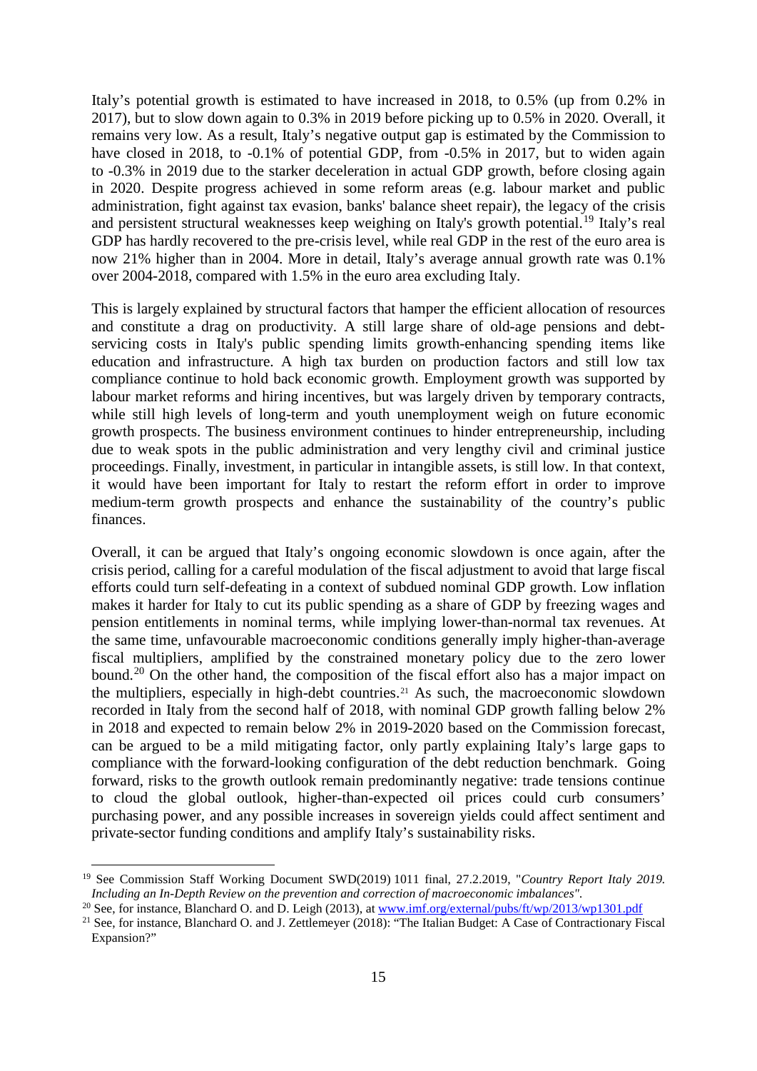Italy's potential growth is estimated to have increased in 2018, to 0.5% (up from 0.2% in 2017), but to slow down again to 0.3% in 2019 before picking up to 0.5% in 2020. Overall, it remains very low. As a result, Italy's negative output gap is estimated by the Commission to have closed in 2018, to -0.1% of potential GDP, from -0.5% in 2017, but to widen again to -0.3% in 2019 due to the starker deceleration in actual GDP growth, before closing again in 2020. Despite progress achieved in some reform areas (e.g. labour market and public administration, fight against tax evasion, banks' balance sheet repair), the legacy of the crisis and persistent structural weaknesses keep weighing on Italy's growth potential.[19] Italy's real GDP has hardly recovered to the pre-crisis level, while real GDP in the rest of the euro area is now 21% higher than in 2004. More in detail, Italy's average annual growth rate was 0.1% over 2004-2018, compared with 1.5% in the euro area excluding Italy.

This is largely explained by structural factors that hamper the efficient allocation of resources and constitute a drag on productivity. A still large share of old-age pensions and debt-servicing costs in Italy's public spending limits growth-enhancing spending items like education and infrastructure. A high tax burden on production factors and still low tax compliance continue to hold back economic growth. Employment growth was supported by labour market reforms and hiring incentives, but was largely driven by temporary contracts, while still high levels of long-term and youth unemployment weigh on future economic growth prospects. The business environment continues to hinder entrepreneurship, including due to weak spots in the public administration and very lengthy civil and criminal justice proceedings. Finally, investment, in particular in intangible assets, is still low. In that context, it would have been important for Italy to restart the reform effort in order to improve medium-term growth prospects and enhance the sustainability of the country's public finances.

Overall, it can be argued that Italy's ongoing economic slowdown is once again, after the crisis period, calling for a careful modulation of the fiscal adjustment to avoid that large fiscal efforts could turn self-defeating in a context of subdued nominal GDP growth. Low inflation makes it harder for Italy to cut its public spending as a share of GDP by freezing wages and pension entitlements in nominal terms, while implying lower-than-normal tax revenues. At the same time, unfavourable macroeconomic conditions generally imply higher-than-average fiscal multipliers, amplified by the constrained monetary policy due to the zero lower bound.[20] On the other hand, the composition of the fiscal effort also has a major impact on the multipliers, especially in high-debt countries.[21] As such, the macroeconomic slowdown recorded in Italy from the second half of 2018, with nominal GDP growth falling below 2% in 2018 and expected to remain below 2% in 2019-2020 based on the Commission forecast, can be argued to be a mild mitigating factor, only partly explaining Italy's large gaps to compliance with the forward-looking configuration of the debt reduction benchmark. Going forward, risks to the growth outlook remain predominantly negative: trade tensions continue to cloud the global outlook, higher-than-expected oil prices could curb consumers' purchasing power, and any possible increases in sovereign yields could affect sentiment and private-sector funding conditions and amplify Italy's sustainability risks.

---

[19] See Commission Staff Working Document SWD(2019) 1011 final, 27.2.2019, "*Country Report Italy 2019. Including an In-Depth Review on the prevention and correction of macroeconomic imbalances"*.

[20] See, for instance, Blanchard O. and D. Leigh (2013), at www.imf.org/external/pubs/ft/wp/2013/wp1301.pdf

[21] See, for instance, Blanchard O. and J. Zettlemeyer (2018): "The Italian Budget: A Case of Contractionary Fiscal Expansion?"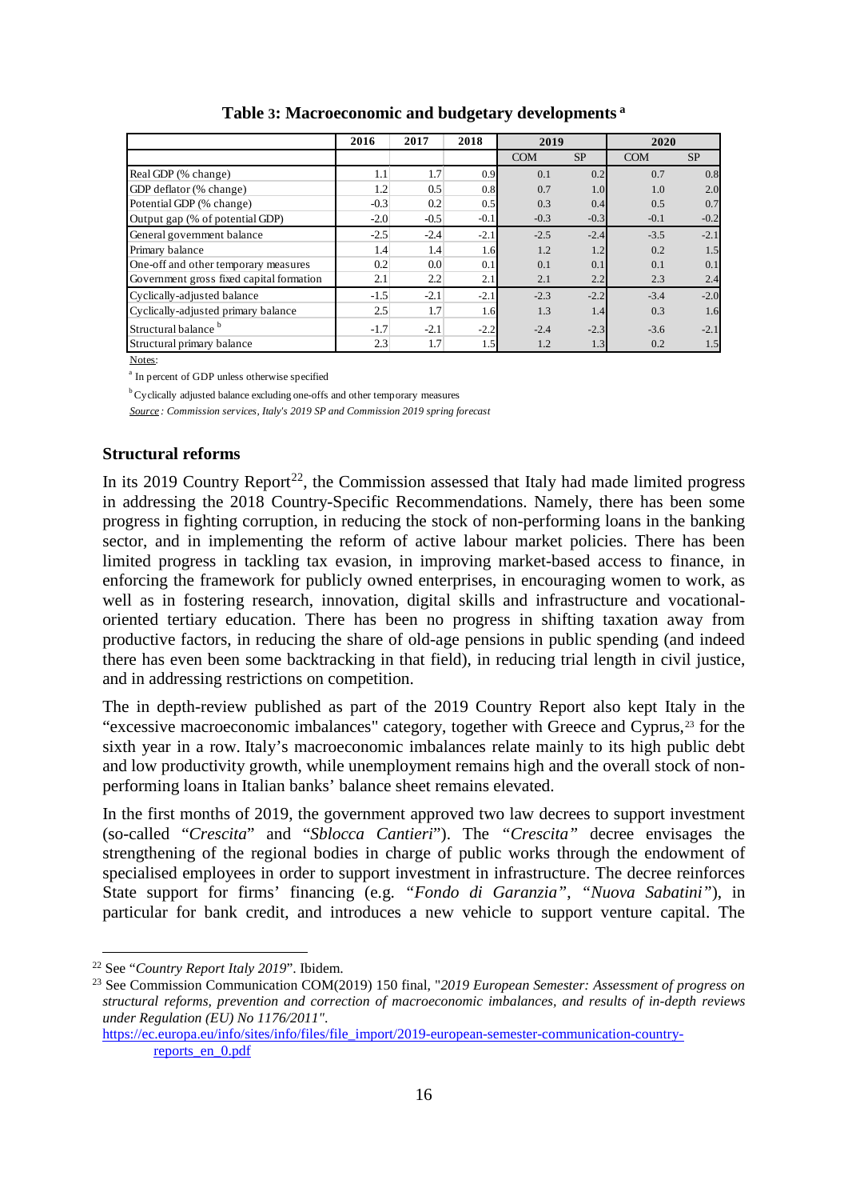**Table 3: Macroeconomic and budgetary developments [a]**

| | 2016 | 2017 | 2018 | 2019 | | 2020 | |
|---|---|---|---|---|---|---|---|
| | | | | COM | SP | COM | SP |
| Real GDP (% change) | 1.1 | 1.7 | 0.9 | 0.1 | 0.2 | 0.7 | 0.8 |
| GDP deflator (% change) | 1.2 | 0.5 | 0.8 | 0.7 | 1.0 | 1.0 | 2.0 |
| Potential GDP (% change) | -0.3 | 0.2 | 0.5 | 0.3 | 0.4 | 0.5 | 0.7 |
| Output gap (% of potential GDP) | -2.0 | -0.5 | -0.1 | -0.3 | -0.3 | -0.1 | -0.2 |
| General government balance | -2.5 | -2.4 | -2.1 | -2.5 | -2.4 | -3.5 | -2.1 |
| Primary balance | 1.4 | 1.4 | 1.6 | 1.2 | 1.2 | 0.2 | 1.5 |
| One-off and other temporary measures | 0.2 | 0.0 | 0.1 | 0.1 | 0.1 | 0.1 | 0.1 |
| Government gross fixed capital formation | 2.1 | 2.2 | 2.1 | 2.1 | 2.2 | 2.3 | 2.4 |
| Cyclically-adjusted balance | -1.5 | -2.1 | -2.1 | -2.3 | -2.2 | -3.4 | -2.0 |
| Cyclically-adjusted primary balance | 2.5 | 1.7 | 1.6 | 1.3 | 1.4 | 0.3 | 1.6 |
| Structural balance [b] | -1.7 | -2.1 | -2.2 | -2.4 | -2.3 | -3.6 | -2.1 |
| Structural primary balance | 2.3 | 1.7 | 1.5 | 1.2 | 1.3 | 0.2 | 1.5 |

Notes:

[a] In percent of GDP unless otherwise specified

[b] Cyclically adjusted balance excluding one-offs and other temporary measures

*Source: Commission services, Italy's 2019 SP and Commission 2019 spring forecast*

### Structural reforms

In its 2019 Country Report[22], the Commission assessed that Italy had made limited progress in addressing the 2018 Country-Specific Recommendations. Namely, there has been some progress in fighting corruption, in reducing the stock of non-performing loans in the banking sector, and in implementing the reform of active labour market policies. There has been limited progress in tackling tax evasion, in improving market-based access to finance, in enforcing the framework for publicly owned enterprises, in encouraging women to work, as well as in fostering research, innovation, digital skills and infrastructure and vocational-oriented tertiary education. There has been no progress in shifting taxation away from productive factors, in reducing the share of old-age pensions in public spending (and indeed there has even been some backtracking in that field), in reducing trial length in civil justice, and in addressing restrictions on competition.

The in depth-review published as part of the 2019 Country Report also kept Italy in the "excessive macroeconomic imbalances" category, together with Greece and Cyprus,[23] for the sixth year in a row. Italy's macroeconomic imbalances relate mainly to its high public debt and low productivity growth, while unemployment remains high and the overall stock of non-performing loans in Italian banks' balance sheet remains elevated.

In the first months of 2019, the government approved two law decrees to support investment (so-called "*Crescita*" and "*Sblocca Cantieri*"). The "*Crescita*" decree envisages the strengthening of the regional bodies in charge of public works through the endowment of specialised employees in order to support investment in infrastructure. The decree reinforces State support for firms' financing (e.g. "*Fondo di Garanzia*", "*Nuova Sabatini*"), in particular for bank credit, and introduces a new vehicle to support venture capital. The

---

[22] See "*Country Report Italy 2019*". Ibidem.

[23] See Commission Communication COM(2019) 150 final, "*2019 European Semester: Assessment of progress on structural reforms, prevention and correction of macroeconomic imbalances, and results of in-depth reviews under Regulation (EU) No 1176/2011".*
https://ec.europa.eu/info/sites/info/files/file_import/2019-european-semester-communication-country-reports_en_0.pdf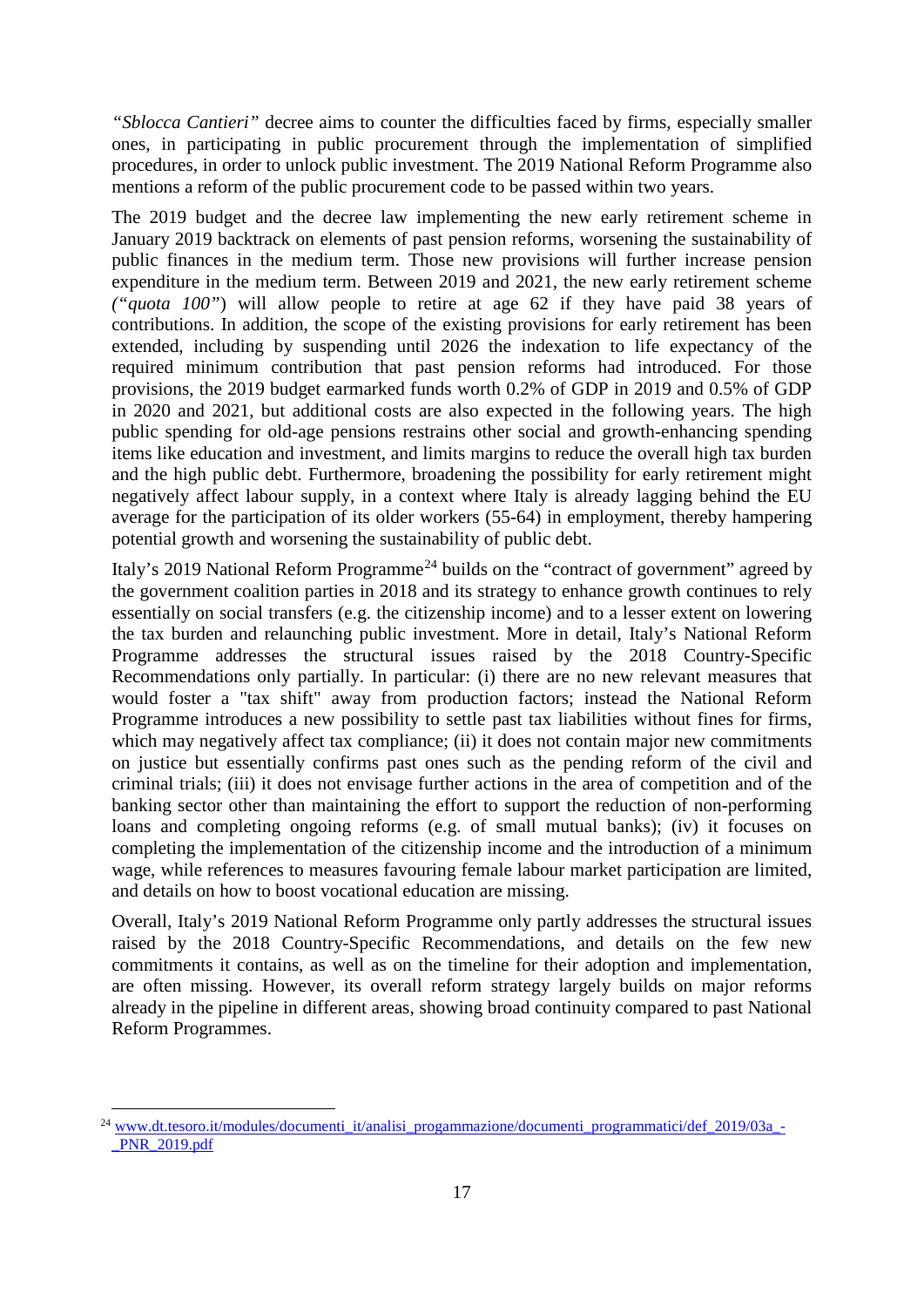*"Sblocca Cantieri"* decree aims to counter the difficulties faced by firms, especially smaller ones, in participating in public procurement through the implementation of simplified procedures, in order to unlock public investment. The 2019 National Reform Programme also mentions a reform of the public procurement code to be passed within two years.

The 2019 budget and the decree law implementing the new early retirement scheme in January 2019 backtrack on elements of past pension reforms, worsening the sustainability of public finances in the medium term. Those new provisions will further increase pension expenditure in the medium term. Between 2019 and 2021, the new early retirement scheme *("quota 100")* will allow people to retire at age 62 if they have paid 38 years of contributions. In addition, the scope of the existing provisions for early retirement has been extended, including by suspending until 2026 the indexation to life expectancy of the required minimum contribution that past pension reforms had introduced. For those provisions, the 2019 budget earmarked funds worth 0.2% of GDP in 2019 and 0.5% of GDP in 2020 and 2021, but additional costs are also expected in the following years. The high public spending for old-age pensions restrains other social and growth-enhancing spending items like education and investment, and limits margins to reduce the overall high tax burden and the high public debt. Furthermore, broadening the possibility for early retirement might negatively affect labour supply, in a context where Italy is already lagging behind the EU average for the participation of its older workers (55-64) in employment, thereby hampering potential growth and worsening the sustainability of public debt.

Italy's 2019 National Reform Programme[24] builds on the "contract of government" agreed by the government coalition parties in 2018 and its strategy to enhance growth continues to rely essentially on social transfers (e.g. the citizenship income) and to a lesser extent on lowering the tax burden and relaunching public investment. More in detail, Italy's National Reform Programme addresses the structural issues raised by the 2018 Country-Specific Recommendations only partially. In particular: (i) there are no new relevant measures that would foster a "tax shift" away from production factors; instead the National Reform Programme introduces a new possibility to settle past tax liabilities without fines for firms, which may negatively affect tax compliance; (ii) it does not contain major new commitments on justice but essentially confirms past ones such as the pending reform of the civil and criminal trials; (iii) it does not envisage further actions in the area of competition and of the banking sector other than maintaining the effort to support the reduction of non-performing loans and completing ongoing reforms (e.g. of small mutual banks); (iv) it focuses on completing the implementation of the citizenship income and the introduction of a minimum wage, while references to measures favouring female labour market participation are limited, and details on how to boost vocational education are missing.

Overall, Italy's 2019 National Reform Programme only partly addresses the structural issues raised by the 2018 Country-Specific Recommendations, and details on the few new commitments it contains, as well as on the timeline for their adoption and implementation, are often missing. However, its overall reform strategy largely builds on major reforms already in the pipeline in different areas, showing broad continuity compared to past National Reform Programmes.

---

[24] www.dt.tesoro.it/modules/documenti_it/analisi_progammazione/documenti_programmatici/def_2019/03a_-_PNR_2019.pdf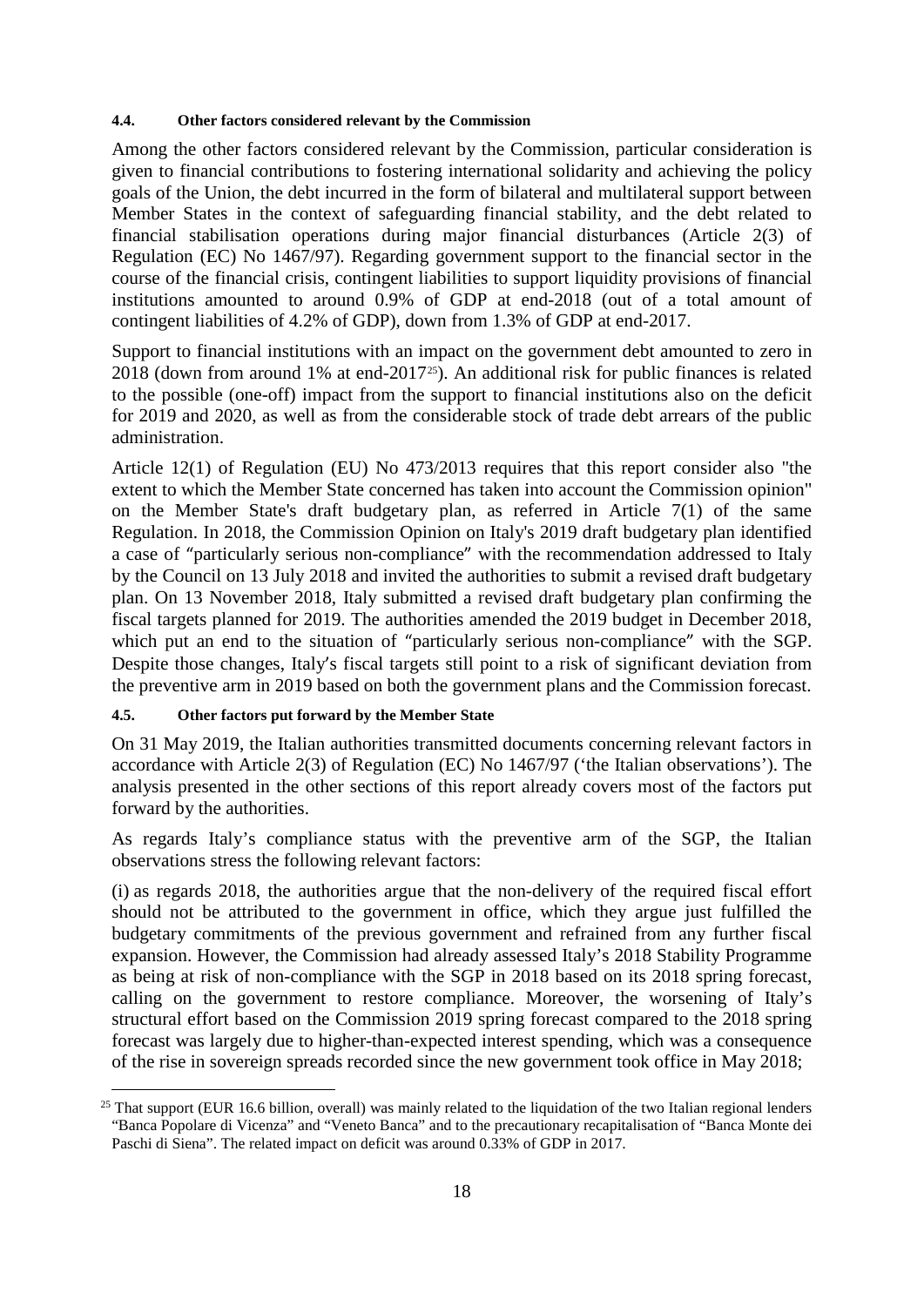#### 4.4. Other factors considered relevant by the Commission

Among the other factors considered relevant by the Commission, particular consideration is given to financial contributions to fostering international solidarity and achieving the policy goals of the Union, the debt incurred in the form of bilateral and multilateral support between Member States in the context of safeguarding financial stability, and the debt related to financial stabilisation operations during major financial disturbances (Article 2(3) of Regulation (EC) No 1467/97). Regarding government support to the financial sector in the course of the financial crisis, contingent liabilities to support liquidity provisions of financial institutions amounted to around 0.9% of GDP at end-2018 (out of a total amount of contingent liabilities of 4.2% of GDP), down from 1.3% of GDP at end-2017.

Support to financial institutions with an impact on the government debt amounted to zero in 2018 (down from around 1% at end-2017[25]). An additional risk for public finances is related to the possible (one-off) impact from the support to financial institutions also on the deficit for 2019 and 2020, as well as from the considerable stock of trade debt arrears of the public administration.

Article 12(1) of Regulation (EU) No 473/2013 requires that this report consider also "the extent to which the Member State concerned has taken into account the Commission opinion" on the Member State's draft budgetary plan, as referred in Article 7(1) of the same Regulation. In 2018, the Commission Opinion on Italy's 2019 draft budgetary plan identified a case of "particularly serious non-compliance" with the recommendation addressed to Italy by the Council on 13 July 2018 and invited the authorities to submit a revised draft budgetary plan. On 13 November 2018, Italy submitted a revised draft budgetary plan confirming the fiscal targets planned for 2019. The authorities amended the 2019 budget in December 2018, which put an end to the situation of "particularly serious non-compliance" with the SGP. Despite those changes, Italy's fiscal targets still point to a risk of significant deviation from the preventive arm in 2019 based on both the government plans and the Commission forecast.

#### 4.5. Other factors put forward by the Member State

On 31 May 2019, the Italian authorities transmitted documents concerning relevant factors in accordance with Article 2(3) of Regulation (EC) No 1467/97 ('the Italian observations'). The analysis presented in the other sections of this report already covers most of the factors put forward by the authorities.

As regards Italy's compliance status with the preventive arm of the SGP, the Italian observations stress the following relevant factors:

(i) as regards 2018, the authorities argue that the non-delivery of the required fiscal effort should not be attributed to the government in office, which they argue just fulfilled the budgetary commitments of the previous government and refrained from any further fiscal expansion. However, the Commission had already assessed Italy's 2018 Stability Programme as being at risk of non-compliance with the SGP in 2018 based on its 2018 spring forecast, calling on the government to restore compliance. Moreover, the worsening of Italy's structural effort based on the Commission 2019 spring forecast compared to the 2018 spring forecast was largely due to higher-than-expected interest spending, which was a consequence of the rise in sovereign spreads recorded since the new government took office in May 2018;

---

[25] That support (EUR 16.6 billion, overall) was mainly related to the liquidation of the two Italian regional lenders "Banca Popolare di Vicenza" and "Veneto Banca" and to the precautionary recapitalisation of "Banca Monte dei Paschi di Siena". The related impact on deficit was around 0.33% of GDP in 2017.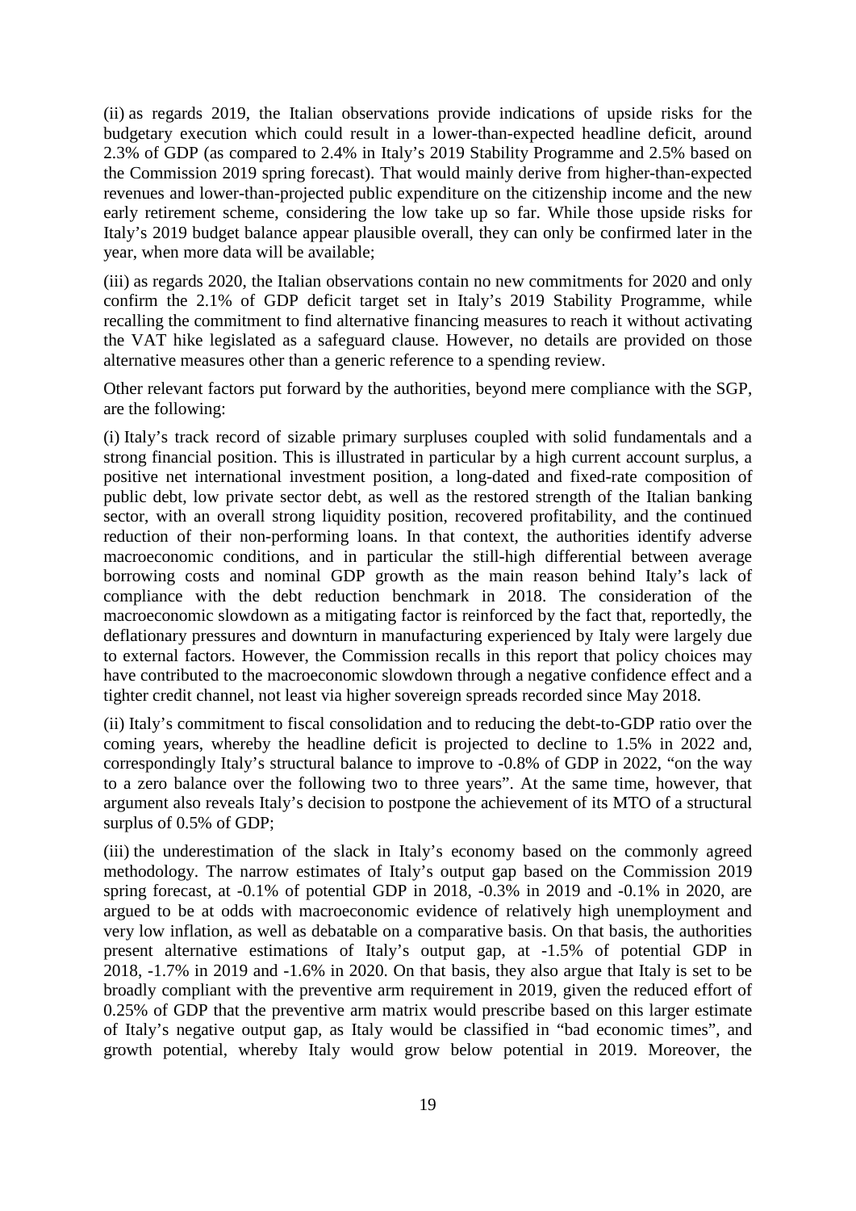(ii) as regards 2019, the Italian observations provide indications of upside risks for the budgetary execution which could result in a lower-than-expected headline deficit, around 2.3% of GDP (as compared to 2.4% in Italy's 2019 Stability Programme and 2.5% based on the Commission 2019 spring forecast). That would mainly derive from higher-than-expected revenues and lower-than-projected public expenditure on the citizenship income and the new early retirement scheme, considering the low take up so far. While those upside risks for Italy's 2019 budget balance appear plausible overall, they can only be confirmed later in the year, when more data will be available;

(iii) as regards 2020, the Italian observations contain no new commitments for 2020 and only confirm the 2.1% of GDP deficit target set in Italy's 2019 Stability Programme, while recalling the commitment to find alternative financing measures to reach it without activating the VAT hike legislated as a safeguard clause. However, no details are provided on those alternative measures other than a generic reference to a spending review.

Other relevant factors put forward by the authorities, beyond mere compliance with the SGP, are the following:

(i) Italy's track record of sizable primary surpluses coupled with solid fundamentals and a strong financial position. This is illustrated in particular by a high current account surplus, a positive net international investment position, a long-dated and fixed-rate composition of public debt, low private sector debt, as well as the restored strength of the Italian banking sector, with an overall strong liquidity position, recovered profitability, and the continued reduction of their non-performing loans. In that context, the authorities identify adverse macroeconomic conditions, and in particular the still-high differential between average borrowing costs and nominal GDP growth as the main reason behind Italy's lack of compliance with the debt reduction benchmark in 2018. The consideration of the macroeconomic slowdown as a mitigating factor is reinforced by the fact that, reportedly, the deflationary pressures and downturn in manufacturing experienced by Italy were largely due to external factors. However, the Commission recalls in this report that policy choices may have contributed to the macroeconomic slowdown through a negative confidence effect and a tighter credit channel, not least via higher sovereign spreads recorded since May 2018.

(ii) Italy's commitment to fiscal consolidation and to reducing the debt-to-GDP ratio over the coming years, whereby the headline deficit is projected to decline to 1.5% in 2022 and, correspondingly Italy's structural balance to improve to -0.8% of GDP in 2022, "on the way to a zero balance over the following two to three years". At the same time, however, that argument also reveals Italy's decision to postpone the achievement of its MTO of a structural surplus of 0.5% of GDP;

(iii) the underestimation of the slack in Italy's economy based on the commonly agreed methodology. The narrow estimates of Italy's output gap based on the Commission 2019 spring forecast, at -0.1% of potential GDP in 2018, -0.3% in 2019 and -0.1% in 2020, are argued to be at odds with macroeconomic evidence of relatively high unemployment and very low inflation, as well as debatable on a comparative basis. On that basis, the authorities present alternative estimations of Italy's output gap, at -1.5% of potential GDP in 2018, -1.7% in 2019 and -1.6% in 2020. On that basis, they also argue that Italy is set to be broadly compliant with the preventive arm requirement in 2019, given the reduced effort of 0.25% of GDP that the preventive arm matrix would prescribe based on this larger estimate of Italy's negative output gap, as Italy would be classified in "bad economic times", and growth potential, whereby Italy would grow below potential in 2019. Moreover, the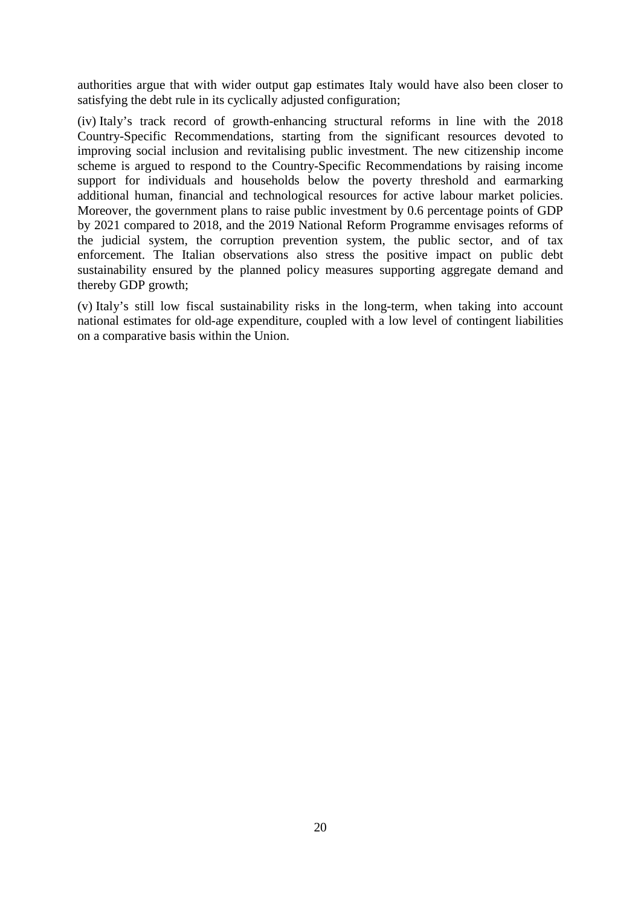authorities argue that with wider output gap estimates Italy would have also been closer to satisfying the debt rule in its cyclically adjusted configuration;

(iv) Italy's track record of growth-enhancing structural reforms in line with the 2018 Country-Specific Recommendations, starting from the significant resources devoted to improving social inclusion and revitalising public investment. The new citizenship income scheme is argued to respond to the Country-Specific Recommendations by raising income support for individuals and households below the poverty threshold and earmarking additional human, financial and technological resources for active labour market policies. Moreover, the government plans to raise public investment by 0.6 percentage points of GDP by 2021 compared to 2018, and the 2019 National Reform Programme envisages reforms of the judicial system, the corruption prevention system, the public sector, and of tax enforcement. The Italian observations also stress the positive impact on public debt sustainability ensured by the planned policy measures supporting aggregate demand and thereby GDP growth;

(v) Italy's still low fiscal sustainability risks in the long-term, when taking into account national estimates for old-age expenditure, coupled with a low level of contingent liabilities on a comparative basis within the Union.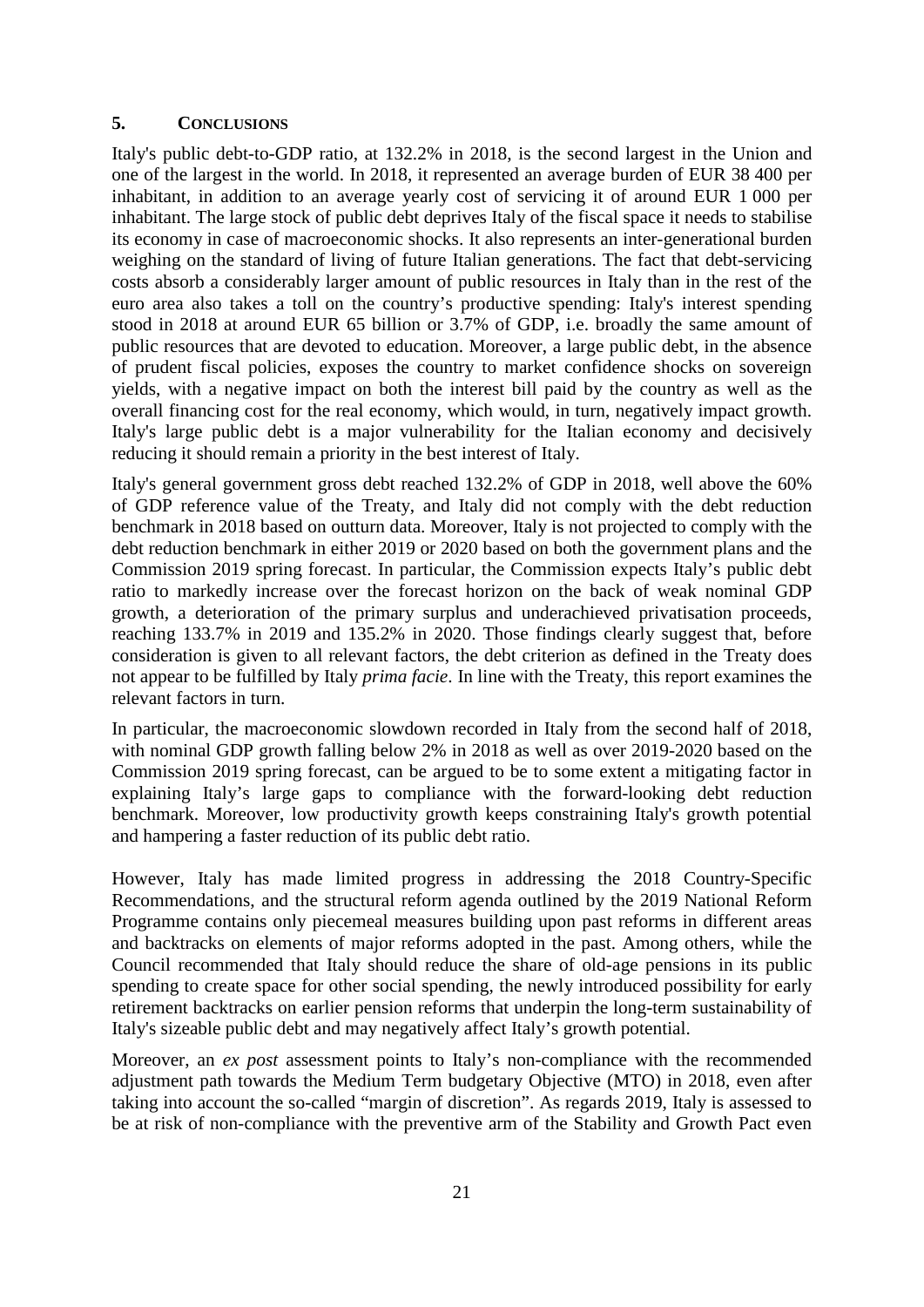## 5. CONCLUSIONS

Italy's public debt-to-GDP ratio, at 132.2% in 2018, is the second largest in the Union and one of the largest in the world. In 2018, it represented an average burden of EUR 38 400 per inhabitant, in addition to an average yearly cost of servicing it of around EUR 1 000 per inhabitant. The large stock of public debt deprives Italy of the fiscal space it needs to stabilise its economy in case of macroeconomic shocks. It also represents an inter-generational burden weighing on the standard of living of future Italian generations. The fact that debt-servicing costs absorb a considerably larger amount of public resources in Italy than in the rest of the euro area also takes a toll on the country's productive spending: Italy's interest spending stood in 2018 at around EUR 65 billion or 3.7% of GDP, i.e. broadly the same amount of public resources that are devoted to education. Moreover, a large public debt, in the absence of prudent fiscal policies, exposes the country to market confidence shocks on sovereign yields, with a negative impact on both the interest bill paid by the country as well as the overall financing cost for the real economy, which would, in turn, negatively impact growth. Italy's large public debt is a major vulnerability for the Italian economy and decisively reducing it should remain a priority in the best interest of Italy.

Italy's general government gross debt reached 132.2% of GDP in 2018, well above the 60% of GDP reference value of the Treaty, and Italy did not comply with the debt reduction benchmark in 2018 based on outturn data. Moreover, Italy is not projected to comply with the debt reduction benchmark in either 2019 or 2020 based on both the government plans and the Commission 2019 spring forecast. In particular, the Commission expects Italy's public debt ratio to markedly increase over the forecast horizon on the back of weak nominal GDP growth, a deterioration of the primary surplus and underachieved privatisation proceeds, reaching 133.7% in 2019 and 135.2% in 2020. Those findings clearly suggest that, before consideration is given to all relevant factors, the debt criterion as defined in the Treaty does not appear to be fulfilled by Italy *prima facie*. In line with the Treaty, this report examines the relevant factors in turn.

In particular, the macroeconomic slowdown recorded in Italy from the second half of 2018, with nominal GDP growth falling below 2% in 2018 as well as over 2019-2020 based on the Commission 2019 spring forecast, can be argued to be to some extent a mitigating factor in explaining Italy's large gaps to compliance with the forward-looking debt reduction benchmark. Moreover, low productivity growth keeps constraining Italy's growth potential and hampering a faster reduction of its public debt ratio.

However, Italy has made limited progress in addressing the 2018 Country-Specific Recommendations, and the structural reform agenda outlined by the 2019 National Reform Programme contains only piecemeal measures building upon past reforms in different areas and backtracks on elements of major reforms adopted in the past. Among others, while the Council recommended that Italy should reduce the share of old-age pensions in its public spending to create space for other social spending, the newly introduced possibility for early retirement backtracks on earlier pension reforms that underpin the long-term sustainability of Italy's sizeable public debt and may negatively affect Italy's growth potential.

Moreover, an *ex post* assessment points to Italy's non-compliance with the recommended adjustment path towards the Medium Term budgetary Objective (MTO) in 2018, even after taking into account the so-called "margin of discretion". As regards 2019, Italy is assessed to be at risk of non-compliance with the preventive arm of the Stability and Growth Pact even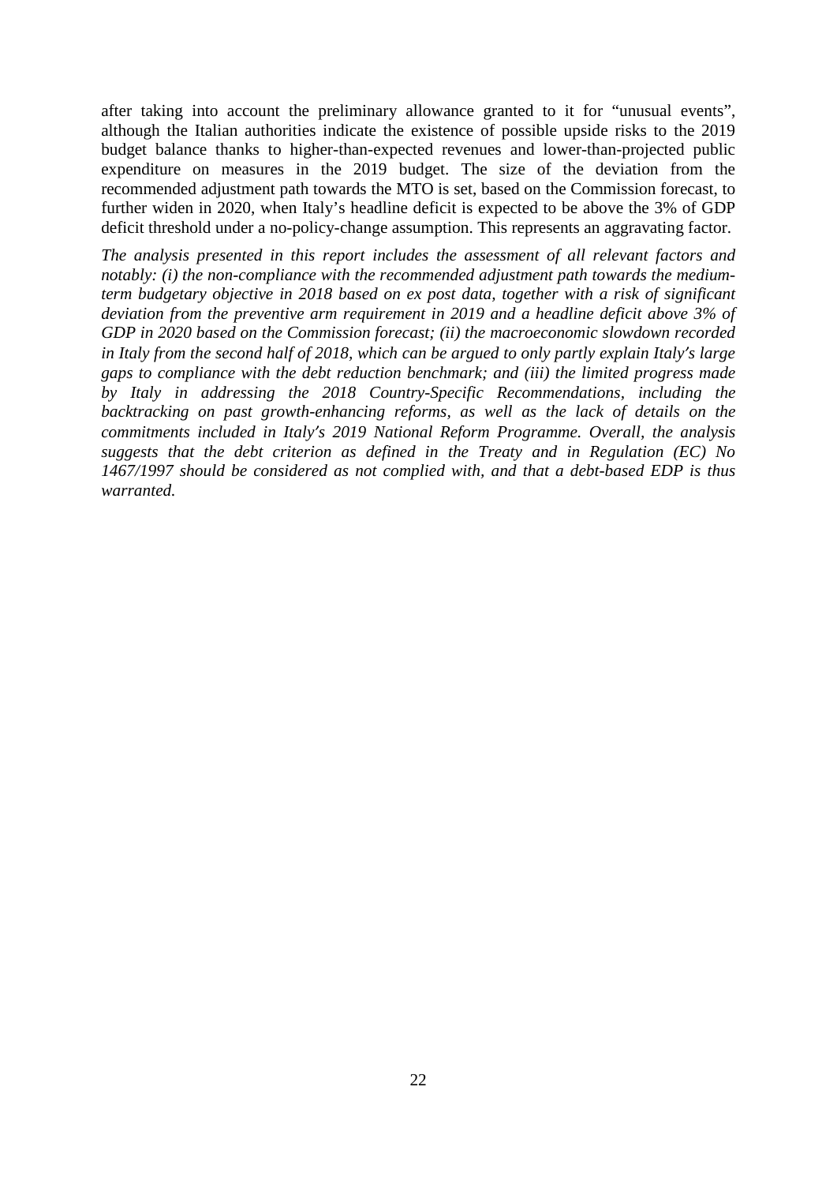after taking into account the preliminary allowance granted to it for "unusual events", although the Italian authorities indicate the existence of possible upside risks to the 2019 budget balance thanks to higher-than-expected revenues and lower-than-projected public expenditure on measures in the 2019 budget. The size of the deviation from the recommended adjustment path towards the MTO is set, based on the Commission forecast, to further widen in 2020, when Italy's headline deficit is expected to be above the 3% of GDP deficit threshold under a no-policy-change assumption. This represents an aggravating factor.

*The analysis presented in this report includes the assessment of all relevant factors and notably: (i) the non-compliance with the recommended adjustment path towards the medium-term budgetary objective in 2018 based on ex post data, together with a risk of significant deviation from the preventive arm requirement in 2019 and a headline deficit above 3% of GDP in 2020 based on the Commission forecast; (ii) the macroeconomic slowdown recorded in Italy from the second half of 2018, which can be argued to only partly explain Italy's large gaps to compliance with the debt reduction benchmark; and (iii) the limited progress made by Italy in addressing the 2018 Country-Specific Recommendations, including the backtracking on past growth-enhancing reforms, as well as the lack of details on the commitments included in Italy's 2019 National Reform Programme. Overall, the analysis suggests that the debt criterion as defined in the Treaty and in Regulation (EC) No 1467/1997 should be considered as not complied with, and that a debt-based EDP is thus warranted.*